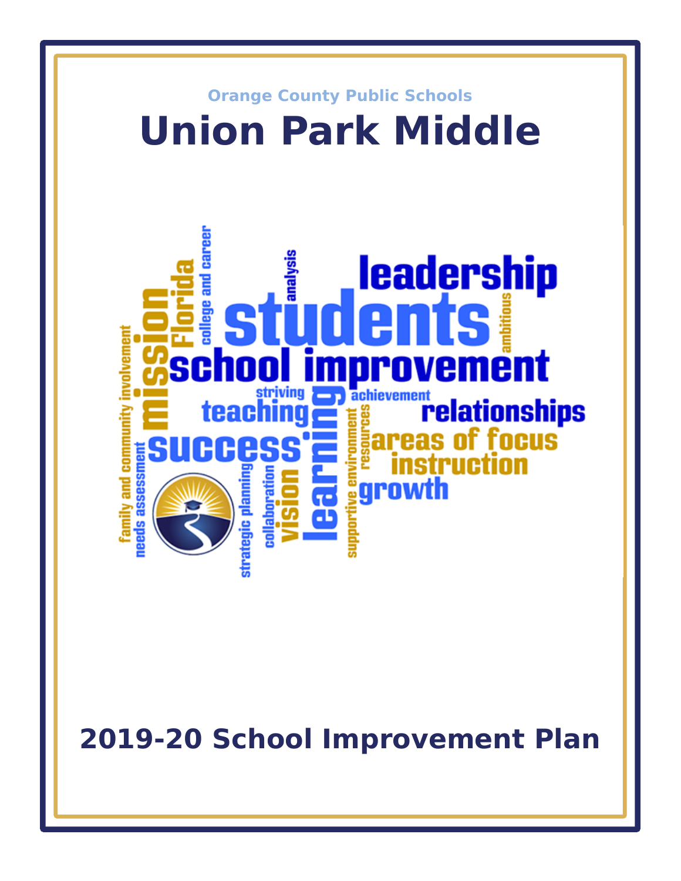Orange County Public Schools

# Union Park Middle

## 2019-20 School Improvement Plan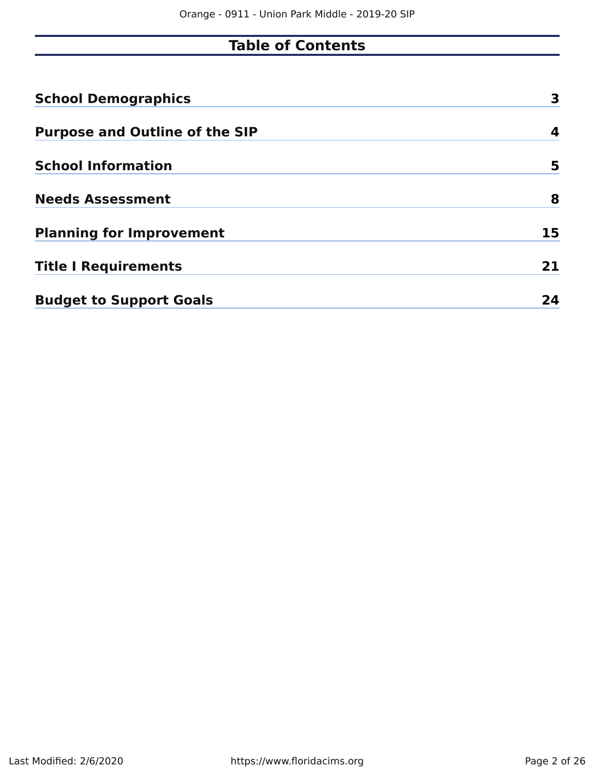# Table of Contents

| Section | Page |
|---|---|
| **School Demographics** | **3** |
| **Purpose and Outline of the SIP** | **4** |
| **School Information** | **5** |
| **Needs Assessment** | **8** |
| **Planning for Improvement** | **15** |
| **Title I Requirements** | **21** |
| **Budget to Support Goals** | **24** |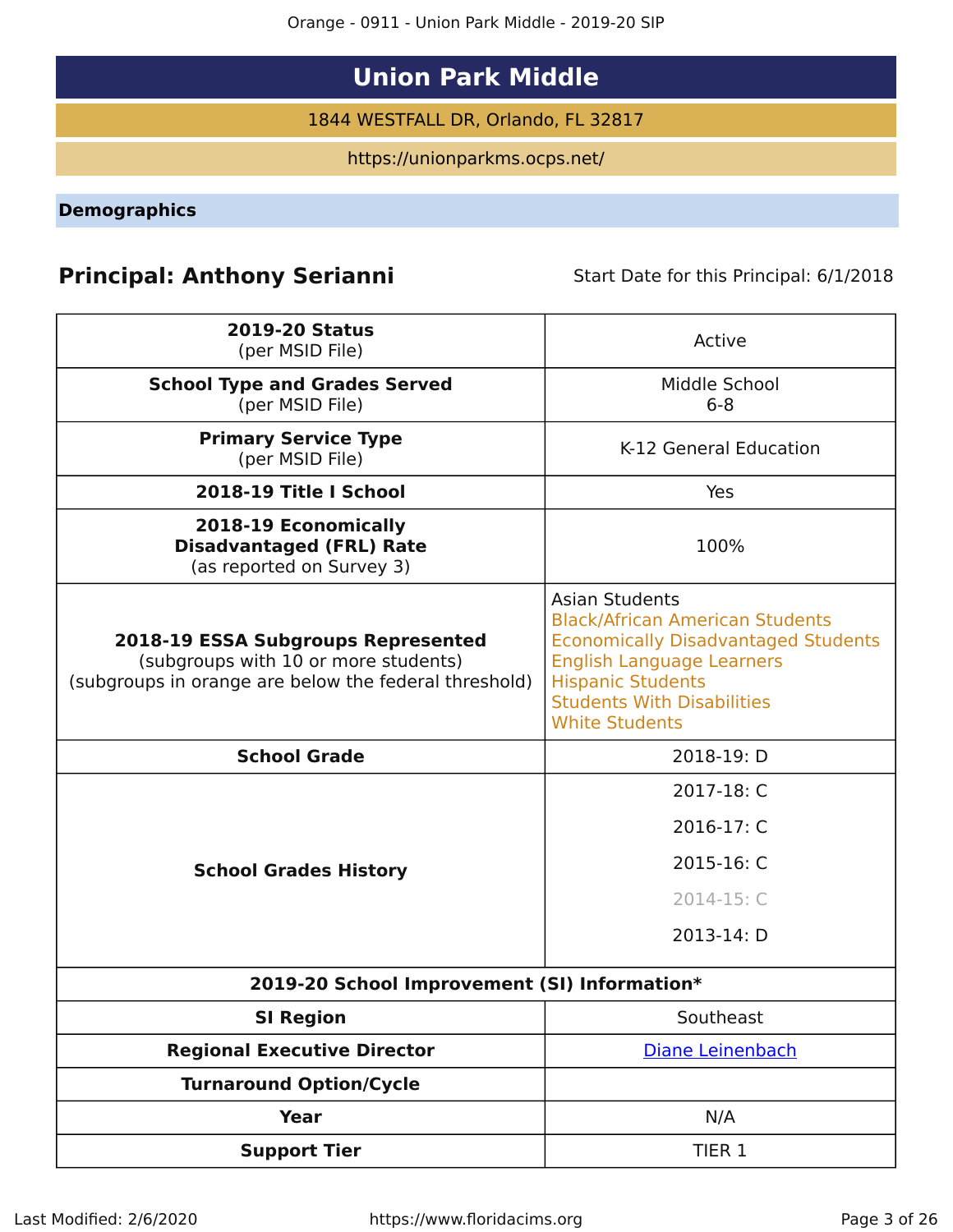# Union Park Middle

1844 WESTFALL DR, Orlando, FL 32817

https://unionparkms.ocps.net/

## Demographics

**Principal: Anthony Serianni** Start Date for this Principal: 6/1/2018

| | |
|---|---|
| **2019-20 Status** (per MSID File) | Active |
| **School Type and Grades Served** (per MSID File) | Middle School 6-8 |
| **Primary Service Type** (per MSID File) | K-12 General Education |
| **2018-19 Title I School** | Yes |
| **2018-19 Economically Disadvantaged (FRL) Rate** (as reported on Survey 3) | 100% |
| **2018-19 ESSA Subgroups Represented** (subgroups with 10 or more students) (subgroups in orange are below the federal threshold) | Asian Students<br>Black/African American Students<br>Economically Disadvantaged Students<br>English Language Learners<br>Hispanic Students<br>Students With Disabilities<br>White Students |
| **School Grade** | 2018-19: D |
| **School Grades History** | 2017-18: C<br>2016-17: C<br>2015-16: C<br>2014-15: C<br>2013-14: D |
| **2019-20 School Improvement (SI) Information*** | |
| **SI Region** | Southeast |
| **Regional Executive Director** | Diane Leinenbach |
| **Turnaround Option/Cycle** | |
| **Year** | N/A |
| **Support Tier** | TIER 1 |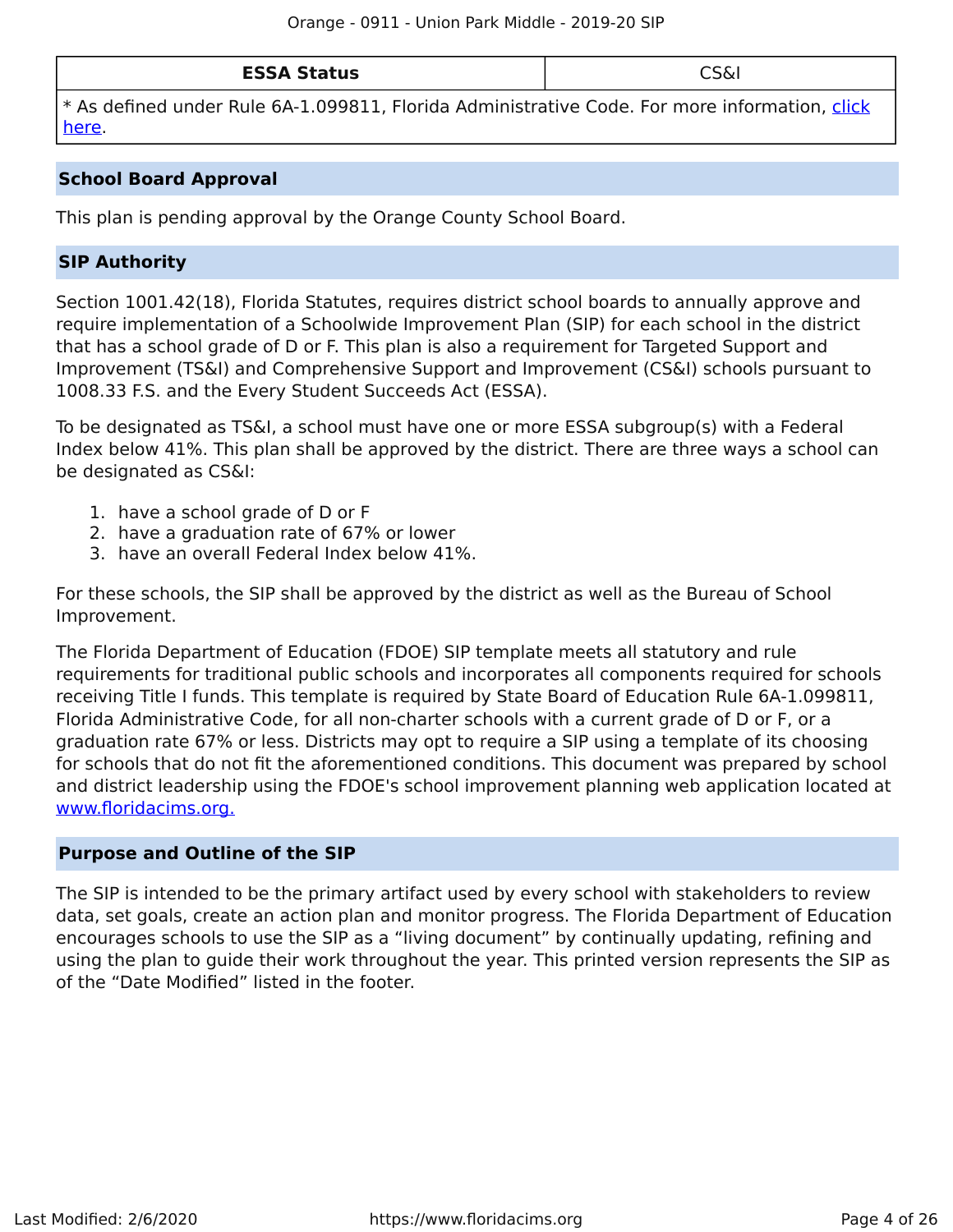| ESSA Status | CS&I |
|---|---|
| * As defined under Rule 6A-1.099811, Florida Administrative Code. For more information, [click here](). | |

## School Board Approval

This plan is pending approval by the Orange County School Board.

## SIP Authority

Section 1001.42(18), Florida Statutes, requires district school boards to annually approve and require implementation of a Schoolwide Improvement Plan (SIP) for each school in the district that has a school grade of D or F. This plan is also a requirement for Targeted Support and Improvement (TS&I) and Comprehensive Support and Improvement (CS&I) schools pursuant to 1008.33 F.S. and the Every Student Succeeds Act (ESSA).

To be designated as TS&I, a school must have one or more ESSA subgroup(s) with a Federal Index below 41%. This plan shall be approved by the district. There are three ways a school can be designated as CS&I:

1. have a school grade of D or F
2. have a graduation rate of 67% or lower
3. have an overall Federal Index below 41%.

For these schools, the SIP shall be approved by the district as well as the Bureau of School Improvement.

The Florida Department of Education (FDOE) SIP template meets all statutory and rule requirements for traditional public schools and incorporates all components required for schools receiving Title I funds. This template is required by State Board of Education Rule 6A-1.099811, Florida Administrative Code, for all non-charter schools with a current grade of D or F, or a graduation rate 67% or less. Districts may opt to require a SIP using a template of its choosing for schools that do not fit the aforementioned conditions. This document was prepared by school and district leadership using the FDOE's school improvement planning web application located at www.floridacims.org.

## Purpose and Outline of the SIP

The SIP is intended to be the primary artifact used by every school with stakeholders to review data, set goals, create an action plan and monitor progress. The Florida Department of Education encourages schools to use the SIP as a “living document” by continually updating, refining and using the plan to guide their work throughout the year. This printed version represents the SIP as of the “Date Modified” listed in the footer.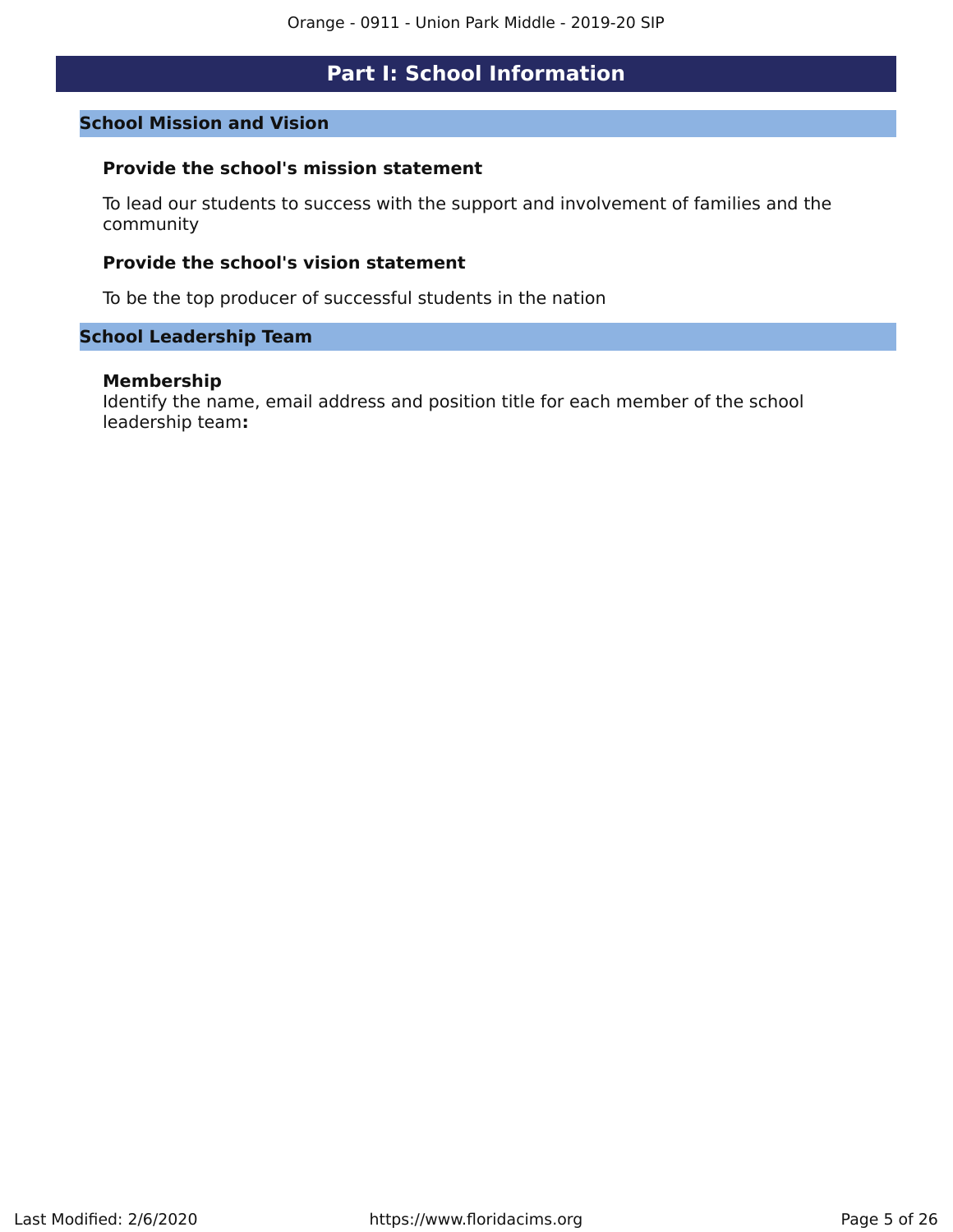# Part I: School Information

## School Mission and Vision

### Provide the school's mission statement

To lead our students to success with the support and involvement of families and the community

### Provide the school's vision statement

To be the top producer of successful students in the nation

## School Leadership Team

### Membership

Identify the name, email address and position title for each member of the school leadership team**:**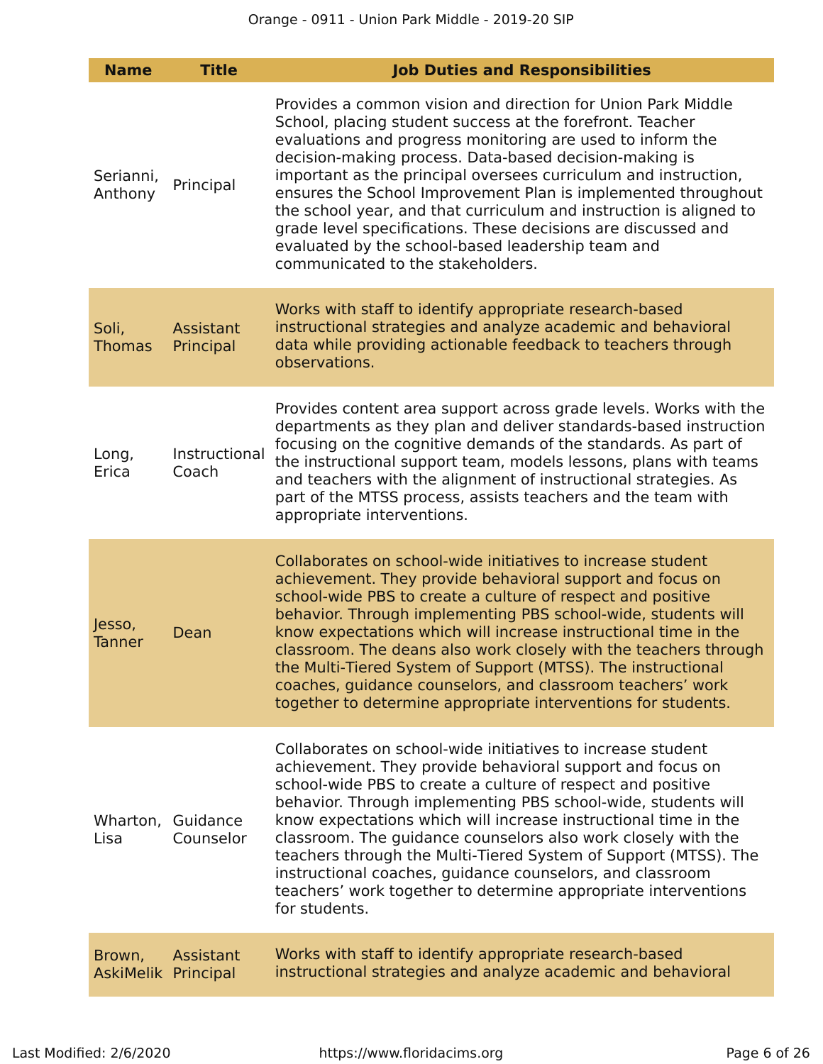| Name | Title | Job Duties and Responsibilities |
|---|---|---|
| Serianni, Anthony | Principal | Provides a common vision and direction for Union Park Middle School, placing student success at the forefront. Teacher evaluations and progress monitoring are used to inform the decision-making process. Data-based decision-making is important as the principal oversees curriculum and instruction, ensures the School Improvement Plan is implemented throughout the school year, and that curriculum and instruction is aligned to grade level specifications. These decisions are discussed and evaluated by the school-based leadership team and communicated to the stakeholders. |
| Soli, Thomas | Assistant Principal | Works with staff to identify appropriate research-based instructional strategies and analyze academic and behavioral data while providing actionable feedback to teachers through observations. |
| Long, Erica | Instructional Coach | Provides content area support across grade levels. Works with the departments as they plan and deliver standards-based instruction focusing on the cognitive demands of the standards. As part of the instructional support team, models lessons, plans with teams and teachers with the alignment of instructional strategies. As part of the MTSS process, assists teachers and the team with appropriate interventions. |
| Jesso, Tanner | Dean | Collaborates on school-wide initiatives to increase student achievement. They provide behavioral support and focus on school-wide PBS to create a culture of respect and positive behavior. Through implementing PBS school-wide, students will know expectations which will increase instructional time in the classroom. The deans also work closely with the teachers through the Multi-Tiered System of Support (MTSS). The instructional coaches, guidance counselors, and classroom teachers' work together to determine appropriate interventions for students. |
| Wharton, Lisa | Guidance Counselor | Collaborates on school-wide initiatives to increase student achievement. They provide behavioral support and focus on school-wide PBS to create a culture of respect and positive behavior. Through implementing PBS school-wide, students will know expectations which will increase instructional time in the classroom. The guidance counselors also work closely with the teachers through the Multi-Tiered System of Support (MTSS). The instructional coaches, guidance counselors, and classroom teachers' work together to determine appropriate interventions for students. |
| Brown, AskiMelik | Assistant Principal | Works with staff to identify appropriate research-based instructional strategies and analyze academic and behavioral |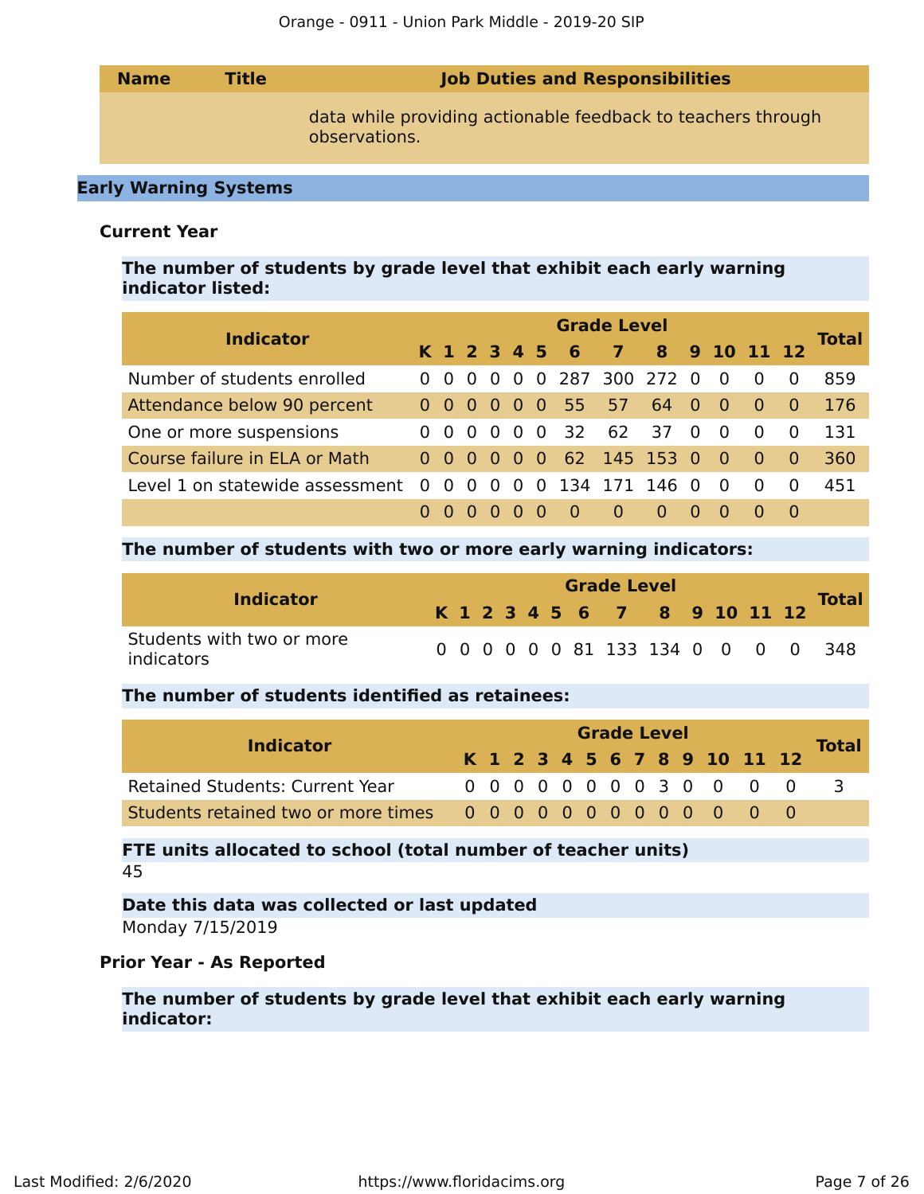| Name | Title | Job Duties and Responsibilities |
|---|---|---|
| | | data while providing actionable feedback to teachers through observations. |

## Early Warning Systems

### Current Year

**The number of students by grade level that exhibit each early warning indicator listed:**

| Indicator | Grade Level | | | | | | | | | | | | | Total |
|---|---|---|---|---|---|---|---|---|---|---|---|---|---|---|
| | K | 1 | 2 | 3 | 4 | 5 | 6 | 7 | 8 | 9 | 10 | 11 | 12 | |
| Number of students enrolled | 0 | 0 | 0 | 0 | 0 | 0 | 287 | 300 | 272 | 0 | 0 | 0 | 0 | 859 |
| Attendance below 90 percent | 0 | 0 | 0 | 0 | 0 | 0 | 55 | 57 | 64 | 0 | 0 | 0 | 0 | 176 |
| One or more suspensions | 0 | 0 | 0 | 0 | 0 | 0 | 32 | 62 | 37 | 0 | 0 | 0 | 0 | 131 |
| Course failure in ELA or Math | 0 | 0 | 0 | 0 | 0 | 0 | 62 | 145 | 153 | 0 | 0 | 0 | 0 | 360 |
| Level 1 on statewide assessment | 0 | 0 | 0 | 0 | 0 | 0 | 134 | 171 | 146 | 0 | 0 | 0 | 0 | 451 |
| | 0 | 0 | 0 | 0 | 0 | 0 | 0 | 0 | 0 | 0 | 0 | 0 | 0 | |

**The number of students with two or more early warning indicators:**

| Indicator | Grade Level | | | | | | | | | | | | | Total |
|---|---|---|---|---|---|---|---|---|---|---|---|---|---|---|
| | K | 1 | 2 | 3 | 4 | 5 | 6 | 7 | 8 | 9 | 10 | 11 | 12 | |
| Students with two or more indicators | 0 | 0 | 0 | 0 | 0 | 0 | 81 | 133 | 134 | 0 | 0 | 0 | 0 | 348 |

**The number of students identified as retainees:**

| Indicator | Grade Level | | | | | | | | | | | | | Total |
|---|---|---|---|---|---|---|---|---|---|---|---|---|---|---|
| | K | 1 | 2 | 3 | 4 | 5 | 6 | 7 | 8 | 9 | 10 | 11 | 12 | |
| Retained Students: Current Year | 0 | 0 | 0 | 0 | 0 | 0 | 0 | 0 | 3 | 0 | 0 | 0 | 0 | 3 |
| Students retained two or more times | 0 | 0 | 0 | 0 | 0 | 0 | 0 | 0 | 0 | 0 | 0 | 0 | 0 | |

**FTE units allocated to school (total number of teacher units)**

45

**Date this data was collected or last updated**

Monday 7/15/2019

### Prior Year - As Reported

**The number of students by grade level that exhibit each early warning indicator:**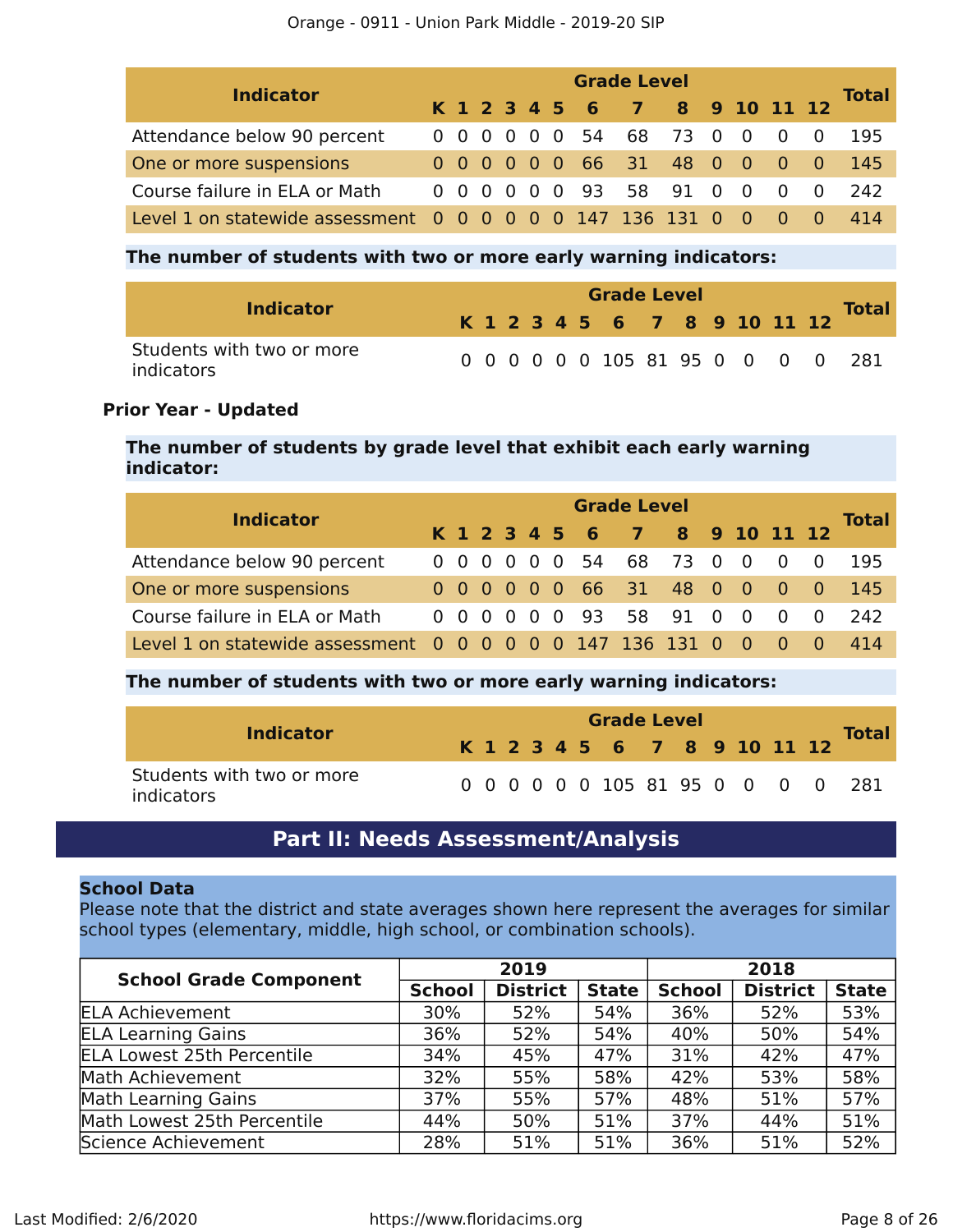| Indicator | Grade Level | | | | | | | | | | | | | Total |
|---|---|---|---|---|---|---|---|---|---|---|---|---|---|---|
| | K | 1 | 2 | 3 | 4 | 5 | 6 | 7 | 8 | 9 | 10 | 11 | 12 | |
| Attendance below 90 percent | 0 | 0 | 0 | 0 | 0 | 0 | 54 | 68 | 73 | 0 | 0 | 0 | 0 | 195 |
| One or more suspensions | 0 | 0 | 0 | 0 | 0 | 0 | 66 | 31 | 48 | 0 | 0 | 0 | 0 | 145 |
| Course failure in ELA or Math | 0 | 0 | 0 | 0 | 0 | 0 | 93 | 58 | 91 | 0 | 0 | 0 | 0 | 242 |
| Level 1 on statewide assessment | 0 | 0 | 0 | 0 | 0 | 0 | 147 | 136 | 131 | 0 | 0 | 0 | 0 | 414 |

**The number of students with two or more early warning indicators:**

| Indicator | Grade Level | | | | | | | | | | | | | Total |
|---|---|---|---|---|---|---|---|---|---|---|---|---|---|---|
| | K | 1 | 2 | 3 | 4 | 5 | 6 | 7 | 8 | 9 | 10 | 11 | 12 | |
| Students with two or more indicators | 0 | 0 | 0 | 0 | 0 | 0 | 105 | 81 | 95 | 0 | 0 | 0 | 0 | 281 |

**Prior Year - Updated**

**The number of students by grade level that exhibit each early warning indicator:**

| Indicator | Grade Level | | | | | | | | | | | | | Total |
|---|---|---|---|---|---|---|---|---|---|---|---|---|---|---|
| | K | 1 | 2 | 3 | 4 | 5 | 6 | 7 | 8 | 9 | 10 | 11 | 12 | |
| Attendance below 90 percent | 0 | 0 | 0 | 0 | 0 | 0 | 54 | 68 | 73 | 0 | 0 | 0 | 0 | 195 |
| One or more suspensions | 0 | 0 | 0 | 0 | 0 | 0 | 66 | 31 | 48 | 0 | 0 | 0 | 0 | 145 |
| Course failure in ELA or Math | 0 | 0 | 0 | 0 | 0 | 0 | 93 | 58 | 91 | 0 | 0 | 0 | 0 | 242 |
| Level 1 on statewide assessment | 0 | 0 | 0 | 0 | 0 | 0 | 147 | 136 | 131 | 0 | 0 | 0 | 0 | 414 |

**The number of students with two or more early warning indicators:**

| Indicator | Grade Level | | | | | | | | | | | | | Total |
|---|---|---|---|---|---|---|---|---|---|---|---|---|---|---|
| | K | 1 | 2 | 3 | 4 | 5 | 6 | 7 | 8 | 9 | 10 | 11 | 12 | |
| Students with two or more indicators | 0 | 0 | 0 | 0 | 0 | 0 | 105 | 81 | 95 | 0 | 0 | 0 | 0 | 281 |

## Part II: Needs Assessment/Analysis

**School Data**

Please note that the district and state averages shown here represent the averages for similar school types (elementary, middle, high school, or combination schools).

| School Grade Component | 2019 | | | 2018 | | |
|---|---|---|---|---|---|---|
| | School | District | State | School | District | State |
| ELA Achievement | 30% | 52% | 54% | 36% | 52% | 53% |
| ELA Learning Gains | 36% | 52% | 54% | 40% | 50% | 54% |
| ELA Lowest 25th Percentile | 34% | 45% | 47% | 31% | 42% | 47% |
| Math Achievement | 32% | 55% | 58% | 42% | 53% | 58% |
| Math Learning Gains | 37% | 55% | 57% | 48% | 51% | 57% |
| Math Lowest 25th Percentile | 44% | 50% | 51% | 37% | 44% | 51% |
| Science Achievement | 28% | 51% | 51% | 36% | 51% | 52% |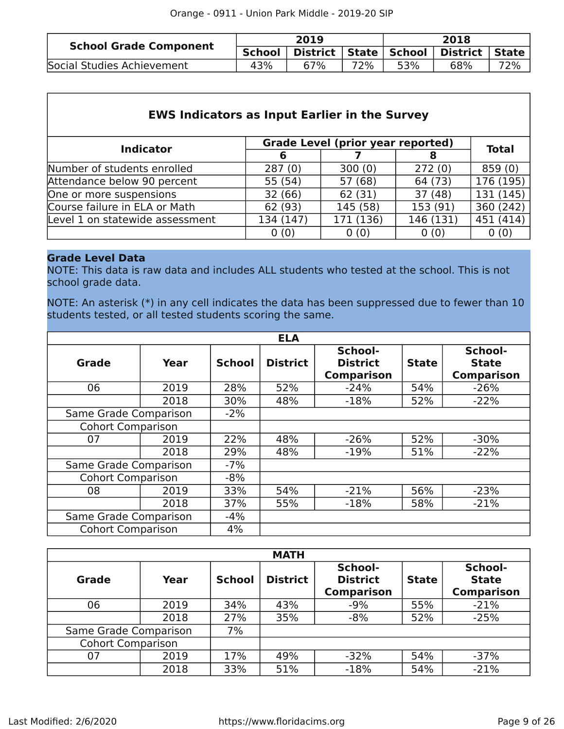| School Grade Component | 2019 | | | 2018 | | |
|---|---|---|---|---|---|---|
| | School | District | State | School | District | State |
| Social Studies Achievement | 43% | 67% | 72% | 53% | 68% | 72% |

## EWS Indicators as Input Earlier in the Survey

| Indicator | Grade Level (prior year reported) | | | Total |
|---|---|---|---|---|
| | 6 | 7 | 8 | |
| Number of students enrolled | 287 (0) | 300 (0) | 272 (0) | 859 (0) |
| Attendance below 90 percent | 55 (54) | 57 (68) | 64 (73) | 176 (195) |
| One or more suspensions | 32 (66) | 62 (31) | 37 (48) | 131 (145) |
| Course failure in ELA or Math | 62 (93) | 145 (58) | 153 (91) | 360 (242) |
| Level 1 on statewide assessment | 134 (147) | 171 (136) | 146 (131) | 451 (414) |
| | 0 (0) | 0 (0) | 0 (0) | 0 (0) |

**Grade Level Data**

NOTE: This data is raw data and includes ALL students who tested at the school. This is not school grade data.

NOTE: An asterisk (*) in any cell indicates the data has been suppressed due to fewer than 10 students tested, or all tested students scoring the same.

**ELA**

| Grade | Year | School | District | School-District Comparison | State | School-State Comparison |
|---|---|---|---|---|---|---|
| 06 | 2019 | 28% | 52% | -24% | 54% | -26% |
| | 2018 | 30% | 48% | -18% | 52% | -22% |
| Same Grade Comparison | | -2% | | | | |
| Cohort Comparison | | | | | | |
| 07 | 2019 | 22% | 48% | -26% | 52% | -30% |
| | 2018 | 29% | 48% | -19% | 51% | -22% |
| Same Grade Comparison | | -7% | | | | |
| Cohort Comparison | | -8% | | | | |
| 08 | 2019 | 33% | 54% | -21% | 56% | -23% |
| | 2018 | 37% | 55% | -18% | 58% | -21% |
| Same Grade Comparison | | -4% | | | | |
| Cohort Comparison | | 4% | | | | |

**MATH**

| Grade | Year | School | District | School-District Comparison | State | School-State Comparison |
|---|---|---|---|---|---|---|
| 06 | 2019 | 34% | 43% | -9% | 55% | -21% |
| | 2018 | 27% | 35% | -8% | 52% | -25% |
| Same Grade Comparison | | 7% | | | | |
| Cohort Comparison | | | | | | |
| 07 | 2019 | 17% | 49% | -32% | 54% | -37% |
| | 2018 | 33% | 51% | -18% | 54% | -21% |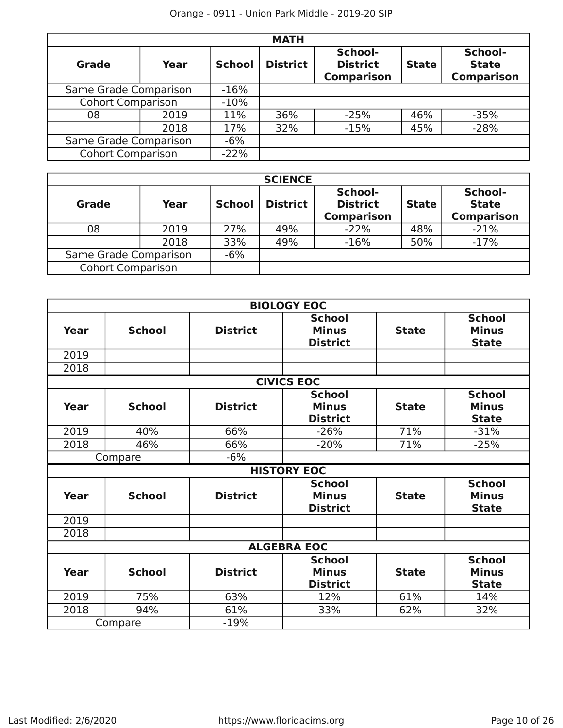| MATH | | | | | | |
|---|---|---|---|---|---|---|
| **Grade** | **Year** | **School** | **District** | **School-District Comparison** | **State** | **School-State Comparison** |
| Same Grade Comparison | | -16% | | | | |
| Cohort Comparison | | -10% | | | | |
| 08 | 2019 | 11% | 36% | -25% | 46% | -35% |
| | 2018 | 17% | 32% | -15% | 45% | -28% |
| Same Grade Comparison | | -6% | | | | |
| Cohort Comparison | | -22% | | | | |

| SCIENCE | | | | | | |
|---|---|---|---|---|---|---|
| **Grade** | **Year** | **School** | **District** | **School-District Comparison** | **State** | **School-State Comparison** |
| 08 | 2019 | 27% | 49% | -22% | 48% | -21% |
| | 2018 | 33% | 49% | -16% | 50% | -17% |
| Same Grade Comparison | | -6% | | | | |
| Cohort Comparison | | | | | | |

| BIOLOGY EOC | | | | | |
|---|---|---|---|---|---|
| **Year** | **School** | **District** | **School Minus District** | **State** | **School Minus State** |
| 2019 | | | | | |
| 2018 | | | | | |

| CIVICS EOC | | | | | |
|---|---|---|---|---|---|
| **Year** | **School** | **District** | **School Minus District** | **State** | **School Minus State** |
| 2019 | 40% | 66% | -26% | 71% | -31% |
| 2018 | 46% | 66% | -20% | 71% | -25% |
| Compare | | -6% | | | |

| HISTORY EOC | | | | | |
|---|---|---|---|---|---|
| **Year** | **School** | **District** | **School Minus District** | **State** | **School Minus State** |
| 2019 | | | | | |
| 2018 | | | | | |

| ALGEBRA EOC | | | | | |
|---|---|---|---|---|---|
| **Year** | **School** | **District** | **School Minus District** | **State** | **School Minus State** |
| 2019 | 75% | 63% | 12% | 61% | 14% |
| 2018 | 94% | 61% | 33% | 62% | 32% |
| Compare | | -19% | | | |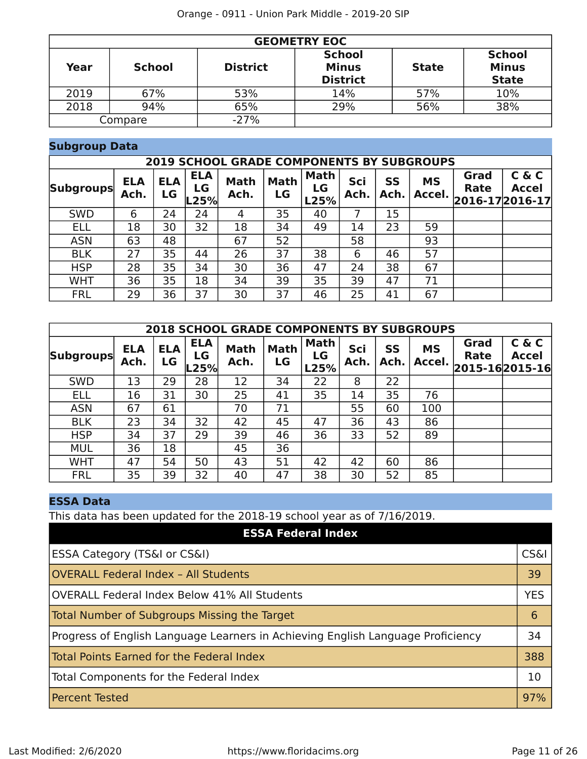| GEOMETRY EOC | | | | | |
|---|---|---|---|---|---|
| Year | School | District | School Minus District | State | School Minus State |
| 2019 | 67% | 53% | 14% | 57% | 10% |
| 2018 | 94% | 65% | 29% | 56% | 38% |
| Compare | | -27% | | | |

## Subgroup Data

| 2019 SCHOOL GRADE COMPONENTS BY SUBGROUPS | | | | | | | | | | | |
|---|---|---|---|---|---|---|---|---|---|---|---|
| Subgroups | ELA Ach. | ELA LG | ELA LG L25% | Math Ach. | Math LG | Math LG L25% | Sci Ach. | SS Ach. | MS Accel. | Grad Rate 2016-17 | C & C Accel 2016-17 |
| SWD | 6 | 24 | 24 | 4 | 35 | 40 | 7 | 15 | | | |
| ELL | 18 | 30 | 32 | 18 | 34 | 49 | 14 | 23 | 59 | | |
| ASN | 63 | 48 | | 67 | 52 | | 58 | | 93 | | |
| BLK | 27 | 35 | 44 | 26 | 37 | 38 | 6 | 46 | 57 | | |
| HSP | 28 | 35 | 34 | 30 | 36 | 47 | 24 | 38 | 67 | | |
| WHT | 36 | 35 | 18 | 34 | 39 | 35 | 39 | 47 | 71 | | |
| FRL | 29 | 36 | 37 | 30 | 37 | 46 | 25 | 41 | 67 | | |

| 2018 SCHOOL GRADE COMPONENTS BY SUBGROUPS | | | | | | | | | | | |
|---|---|---|---|---|---|---|---|---|---|---|---|
| Subgroups | ELA Ach. | ELA LG | ELA LG L25% | Math Ach. | Math LG | Math LG L25% | Sci Ach. | SS Ach. | MS Accel. | Grad Rate 2015-16 | C & C Accel 2015-16 |
| SWD | 13 | 29 | 28 | 12 | 34 | 22 | 8 | 22 | | | |
| ELL | 16 | 31 | 30 | 25 | 41 | 35 | 14 | 35 | 76 | | |
| ASN | 67 | 61 | | 70 | 71 | | 55 | 60 | 100 | | |
| BLK | 23 | 34 | 32 | 42 | 45 | 47 | 36 | 43 | 86 | | |
| HSP | 34 | 37 | 29 | 39 | 46 | 36 | 33 | 52 | 89 | | |
| MUL | 36 | 18 | | 45 | 36 | | | | | | |
| WHT | 47 | 54 | 50 | 43 | 51 | 42 | 42 | 60 | 86 | | |
| FRL | 35 | 39 | 32 | 40 | 47 | 38 | 30 | 52 | 85 | | |

## ESSA Data

This data has been updated for the 2018-19 school year as of 7/16/2019.

| ESSA Federal Index | |
|---|---|
| ESSA Category (TS&I or CS&I) | CS&I |
| OVERALL Federal Index – All Students | 39 |
| OVERALL Federal Index Below 41% All Students | YES |
| Total Number of Subgroups Missing the Target | 6 |
| Progress of English Language Learners in Achieving English Language Proficiency | 34 |
| Total Points Earned for the Federal Index | 388 |
| Total Components for the Federal Index | 10 |
| Percent Tested | 97% |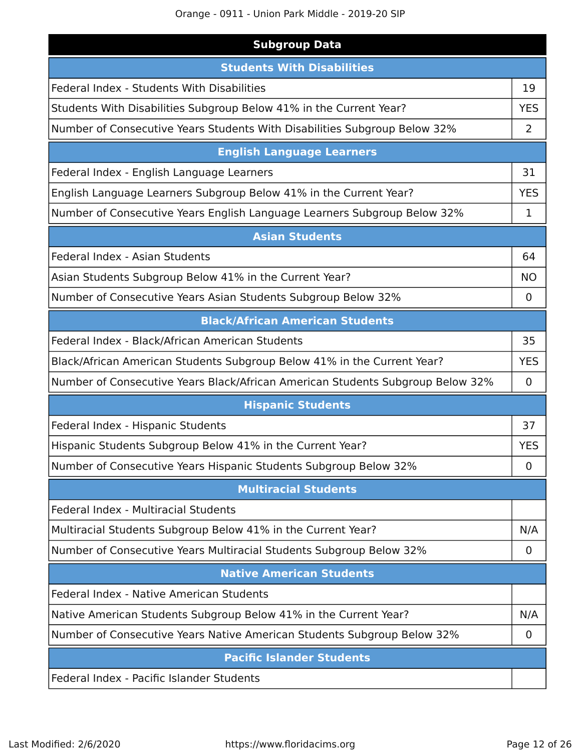## Subgroup Data

| Students With Disabilities | |
|---|---|
| Federal Index - Students With Disabilities | 19 |
| Students With Disabilities Subgroup Below 41% in the Current Year? | YES |
| Number of Consecutive Years Students With Disabilities Subgroup Below 32% | 2 |

| English Language Learners | |
|---|---|
| Federal Index - English Language Learners | 31 |
| English Language Learners Subgroup Below 41% in the Current Year? | YES |
| Number of Consecutive Years English Language Learners Subgroup Below 32% | 1 |

| Asian Students | |
|---|---|
| Federal Index - Asian Students | 64 |
| Asian Students Subgroup Below 41% in the Current Year? | NO |
| Number of Consecutive Years Asian Students Subgroup Below 32% | 0 |

| Black/African American Students | |
|---|---|
| Federal Index - Black/African American Students | 35 |
| Black/African American Students Subgroup Below 41% in the Current Year? | YES |
| Number of Consecutive Years Black/African American Students Subgroup Below 32% | 0 |

| Hispanic Students | |
|---|---|
| Federal Index - Hispanic Students | 37 |
| Hispanic Students Subgroup Below 41% in the Current Year? | YES |
| Number of Consecutive Years Hispanic Students Subgroup Below 32% | 0 |

| Multiracial Students | |
|---|---|
| Federal Index - Multiracial Students | |
| Multiracial Students Subgroup Below 41% in the Current Year? | N/A |
| Number of Consecutive Years Multiracial Students Subgroup Below 32% | 0 |

| Native American Students | |
|---|---|
| Federal Index - Native American Students | |
| Native American Students Subgroup Below 41% in the Current Year? | N/A |
| Number of Consecutive Years Native American Students Subgroup Below 32% | 0 |

| Pacific Islander Students | |
|---|---|
| Federal Index - Pacific Islander Students | |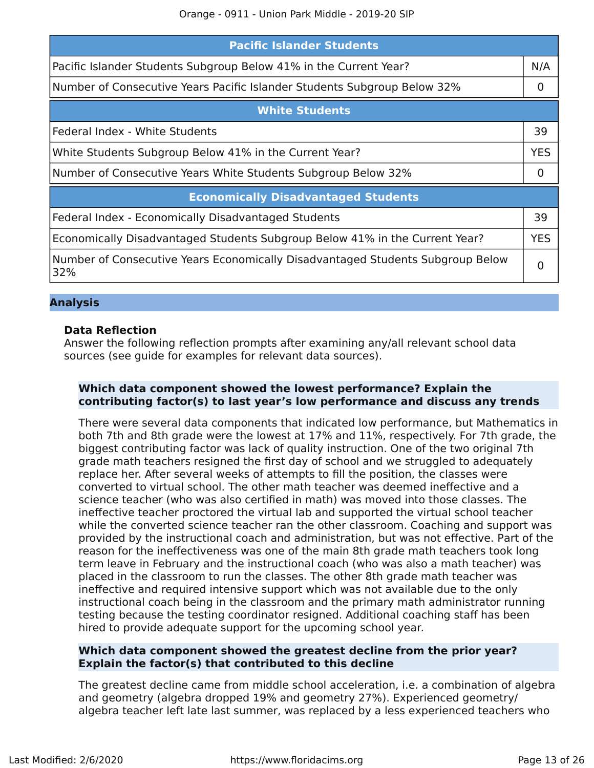| Pacific Islander Students | |
|---|---|
| Pacific Islander Students Subgroup Below 41% in the Current Year? | N/A |
| Number of Consecutive Years Pacific Islander Students Subgroup Below 32% | 0 |

| White Students | |
|---|---|
| Federal Index - White Students | 39 |
| White Students Subgroup Below 41% in the Current Year? | YES |
| Number of Consecutive Years White Students Subgroup Below 32% | 0 |

| Economically Disadvantaged Students | |
|---|---|
| Federal Index - Economically Disadvantaged Students | 39 |
| Economically Disadvantaged Students Subgroup Below 41% in the Current Year? | YES |
| Number of Consecutive Years Economically Disadvantaged Students Subgroup Below 32% | 0 |

## Analysis

### Data Reflection

Answer the following reflection prompts after examining any/all relevant school data sources (see guide for examples for relevant data sources).

**Which data component showed the lowest performance? Explain the contributing factor(s) to last year's low performance and discuss any trends**

There were several data components that indicated low performance, but Mathematics in both 7th and 8th grade were the lowest at 17% and 11%, respectively. For 7th grade, the biggest contributing factor was lack of quality instruction. One of the two original 7th grade math teachers resigned the first day of school and we struggled to adequately replace her. After several weeks of attempts to fill the position, the classes were converted to virtual school. The other math teacher was deemed ineffective and a science teacher (who was also certified in math) was moved into those classes. The ineffective teacher proctored the virtual lab and supported the virtual school teacher while the converted science teacher ran the other classroom. Coaching and support was provided by the instructional coach and administration, but was not effective. Part of the reason for the ineffectiveness was one of the main 8th grade math teachers took long term leave in February and the instructional coach (who was also a math teacher) was placed in the classroom to run the classes. The other 8th grade math teacher was ineffective and required intensive support which was not available due to the only instructional coach being in the classroom and the primary math administrator running testing because the testing coordinator resigned. Additional coaching staff has been hired to provide adequate support for the upcoming school year.

**Which data component showed the greatest decline from the prior year? Explain the factor(s) that contributed to this decline**

The greatest decline came from middle school acceleration, i.e. a combination of algebra and geometry (algebra dropped 19% and geometry 27%). Experienced geometry/ algebra teacher left late last summer, was replaced by a less experienced teachers who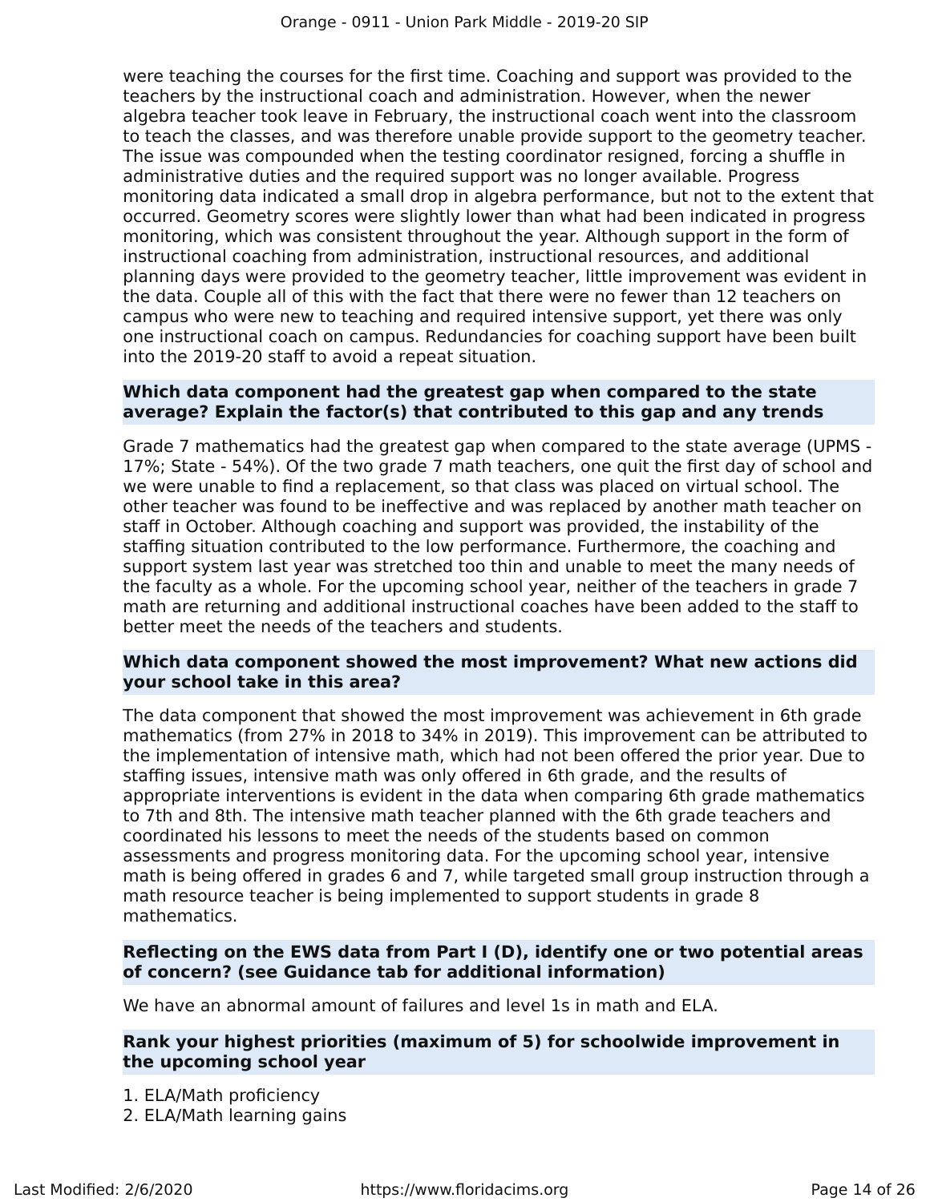were teaching the courses for the first time. Coaching and support was provided to the teachers by the instructional coach and administration. However, when the newer algebra teacher took leave in February, the instructional coach went into the classroom to teach the classes, and was therefore unable provide support to the geometry teacher. The issue was compounded when the testing coordinator resigned, forcing a shuffle in administrative duties and the required support was no longer available. Progress monitoring data indicated a small drop in algebra performance, but not to the extent that occurred. Geometry scores were slightly lower than what had been indicated in progress monitoring, which was consistent throughout the year. Although support in the form of instructional coaching from administration, instructional resources, and additional planning days were provided to the geometry teacher, little improvement was evident in the data. Couple all of this with the fact that there were no fewer than 12 teachers on campus who were new to teaching and required intensive support, yet there was only one instructional coach on campus. Redundancies for coaching support have been built into the 2019-20 staff to avoid a repeat situation.

**Which data component had the greatest gap when compared to the state average? Explain the factor(s) that contributed to this gap and any trends**

Grade 7 mathematics had the greatest gap when compared to the state average (UPMS - 17%; State - 54%). Of the two grade 7 math teachers, one quit the first day of school and we were unable to find a replacement, so that class was placed on virtual school. The other teacher was found to be ineffective and was replaced by another math teacher on staff in October. Although coaching and support was provided, the instability of the staffing situation contributed to the low performance. Furthermore, the coaching and support system last year was stretched too thin and unable to meet the many needs of the faculty as a whole. For the upcoming school year, neither of the teachers in grade 7 math are returning and additional instructional coaches have been added to the staff to better meet the needs of the teachers and students.

**Which data component showed the most improvement? What new actions did your school take in this area?**

The data component that showed the most improvement was achievement in 6th grade mathematics (from 27% in 2018 to 34% in 2019). This improvement can be attributed to the implementation of intensive math, which had not been offered the prior year. Due to staffing issues, intensive math was only offered in 6th grade, and the results of appropriate interventions is evident in the data when comparing 6th grade mathematics to 7th and 8th. The intensive math teacher planned with the 6th grade teachers and coordinated his lessons to meet the needs of the students based on common assessments and progress monitoring data. For the upcoming school year, intensive math is being offered in grades 6 and 7, while targeted small group instruction through a math resource teacher is being implemented to support students in grade 8 mathematics.

**Reflecting on the EWS data from Part I (D), identify one or two potential areas of concern? (see Guidance tab for additional information)**

We have an abnormal amount of failures and level 1s in math and ELA.

**Rank your highest priorities (maximum of 5) for schoolwide improvement in the upcoming school year**

1. ELA/Math proficiency
2. ELA/Math learning gains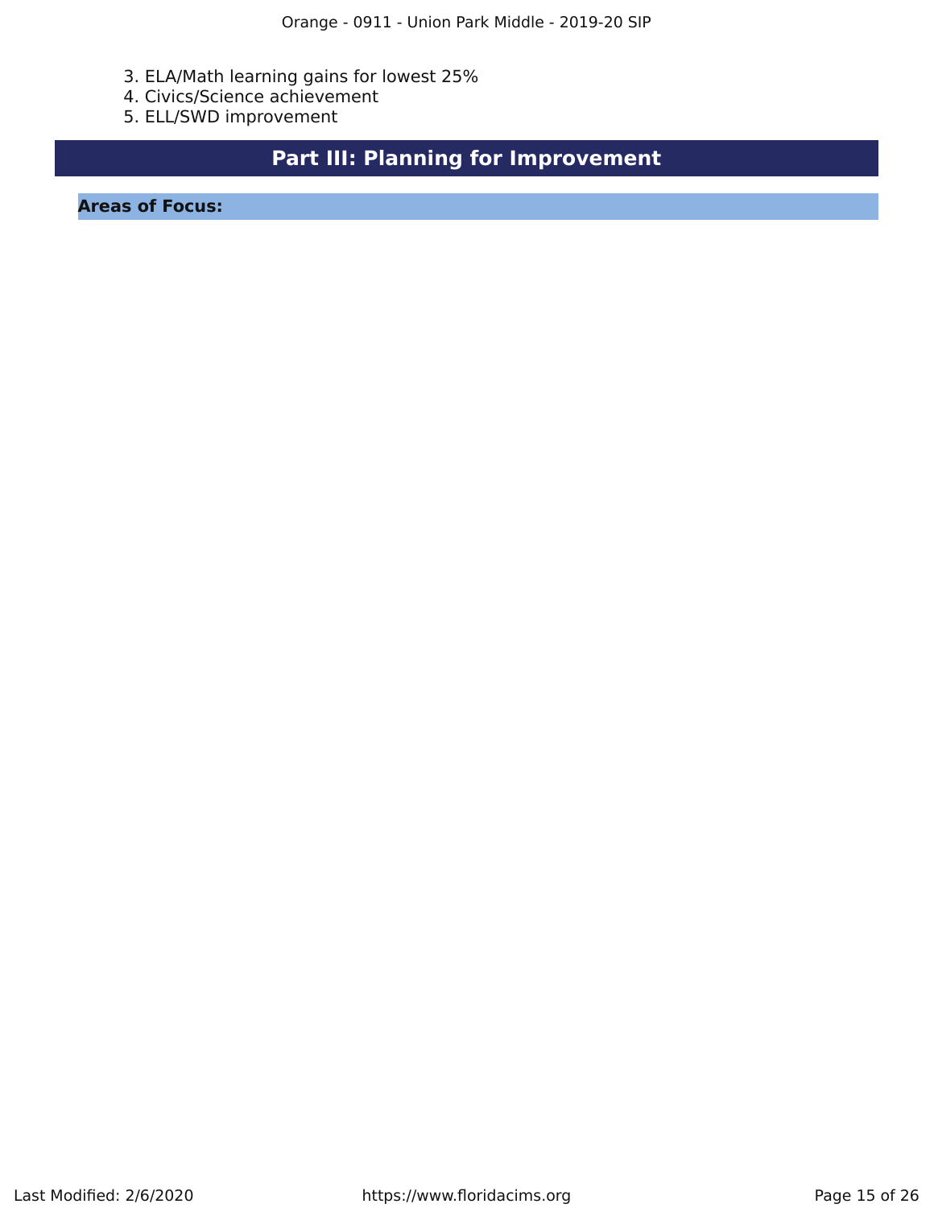3. ELA/Math learning gains for lowest 25%
4. Civics/Science achievement
5. ELL/SWD improvement

# Part III: Planning for Improvement

## Areas of Focus: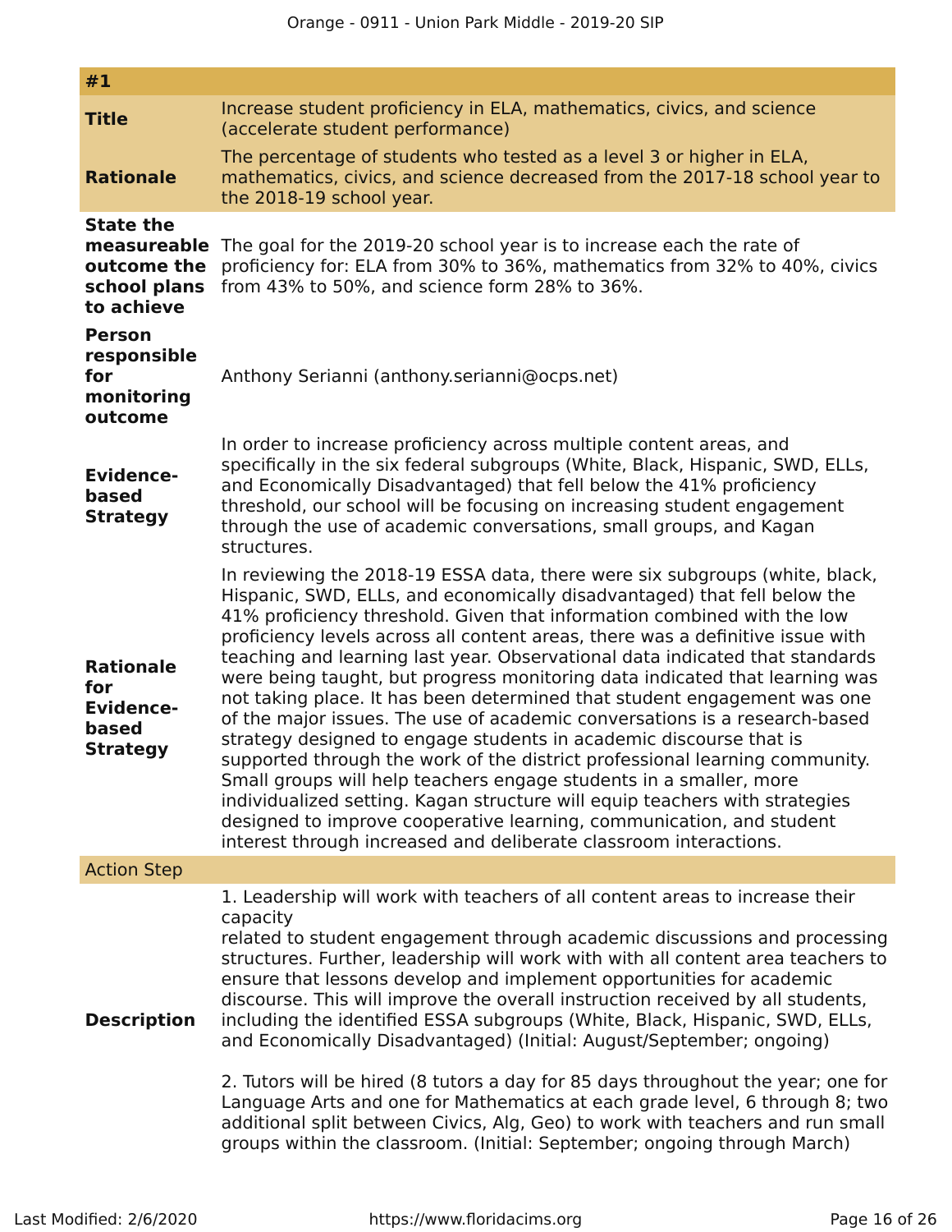| #1 | |
|---|---|
| **Title** | Increase student proficiency in ELA, mathematics, civics, and science (accelerate student performance) |
| **Rationale** | The percentage of students who tested as a level 3 or higher in ELA, mathematics, civics, and science decreased from the 2017-18 school year to the 2018-19 school year. |
| **State the measureable outcome the school plans to achieve** | The goal for the 2019-20 school year is to increase each the rate of proficiency for: ELA from 30% to 36%, mathematics from 32% to 40%, civics from 43% to 50%, and science form 28% to 36%. |
| **Person responsible for monitoring outcome** | Anthony Serianni (anthony.serianni@ocps.net) |
| **Evidence-based Strategy** | In order to increase proficiency across multiple content areas, and specifically in the six federal subgroups (White, Black, Hispanic, SWD, ELLs, and Economically Disadvantaged) that fell below the 41% proficiency threshold, our school will be focusing on increasing student engagement through the use of academic conversations, small groups, and Kagan structures. |
| **Rationale for Evidence-based Strategy** | In reviewing the 2018-19 ESSA data, there were six subgroups (white, black, Hispanic, SWD, ELLs, and economically disadvantaged) that fell below the 41% proficiency threshold. Given that information combined with the low proficiency levels across all content areas, there was a definitive issue with teaching and learning last year. Observational data indicated that standards were being taught, but progress monitoring data indicated that learning was not taking place. It has been determined that student engagement was one of the major issues. The use of academic conversations is a research-based strategy designed to engage students in academic discourse that is supported through the work of the district professional learning community. Small groups will help teachers engage students in a smaller, more individualized setting. Kagan structure will equip teachers with strategies designed to improve cooperative learning, communication, and student interest through increased and deliberate classroom interactions. |
| Action Step | |
| **Description** | 1. Leadership will work with teachers of all content areas to increase their capacity related to student engagement through academic discussions and processing structures. Further, leadership will work with with all content area teachers to ensure that lessons develop and implement opportunities for academic discourse. This will improve the overall instruction received by all students, including the identified ESSA subgroups (White, Black, Hispanic, SWD, ELLs, and Economically Disadvantaged) (Initial: August/September; ongoing)<br><br>2. Tutors will be hired (8 tutors a day for 85 days throughout the year; one for Language Arts and one for Mathematics at each grade level, 6 through 8; two additional split between Civics, Alg, Geo) to work with teachers and run small groups within the classroom. (Initial: September; ongoing through March) |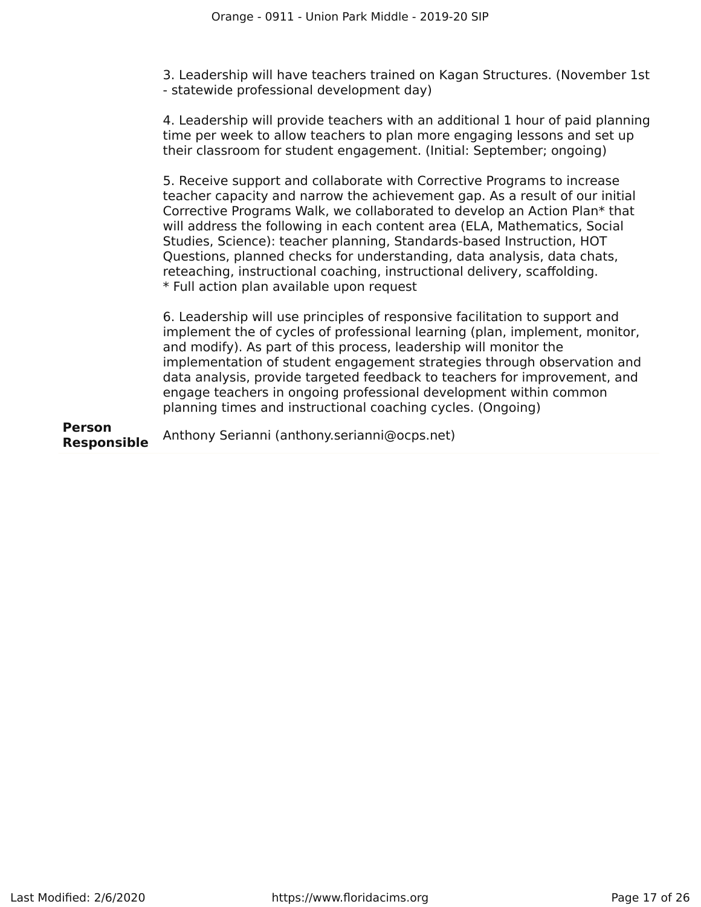3. Leadership will have teachers trained on Kagan Structures. (November 1st - statewide professional development day)

4. Leadership will provide teachers with an additional 1 hour of paid planning time per week to allow teachers to plan more engaging lessons and set up their classroom for student engagement. (Initial: September; ongoing)

5. Receive support and collaborate with Corrective Programs to increase teacher capacity and narrow the achievement gap. As a result of our initial Corrective Programs Walk, we collaborated to develop an Action Plan* that will address the following in each content area (ELA, Mathematics, Social Studies, Science): teacher planning, Standards-based Instruction, HOT Questions, planned checks for understanding, data analysis, data chats, reteaching, instructional coaching, instructional delivery, scaffolding.
* Full action plan available upon request

6. Leadership will use principles of responsive facilitation to support and implement the of cycles of professional learning (plan, implement, monitor, and modify). As part of this process, leadership will monitor the implementation of student engagement strategies through observation and data analysis, provide targeted feedback to teachers for improvement, and engage teachers in ongoing professional development within common planning times and instructional coaching cycles. (Ongoing)

**Person Responsible** Anthony Serianni (anthony.serianni@ocps.net)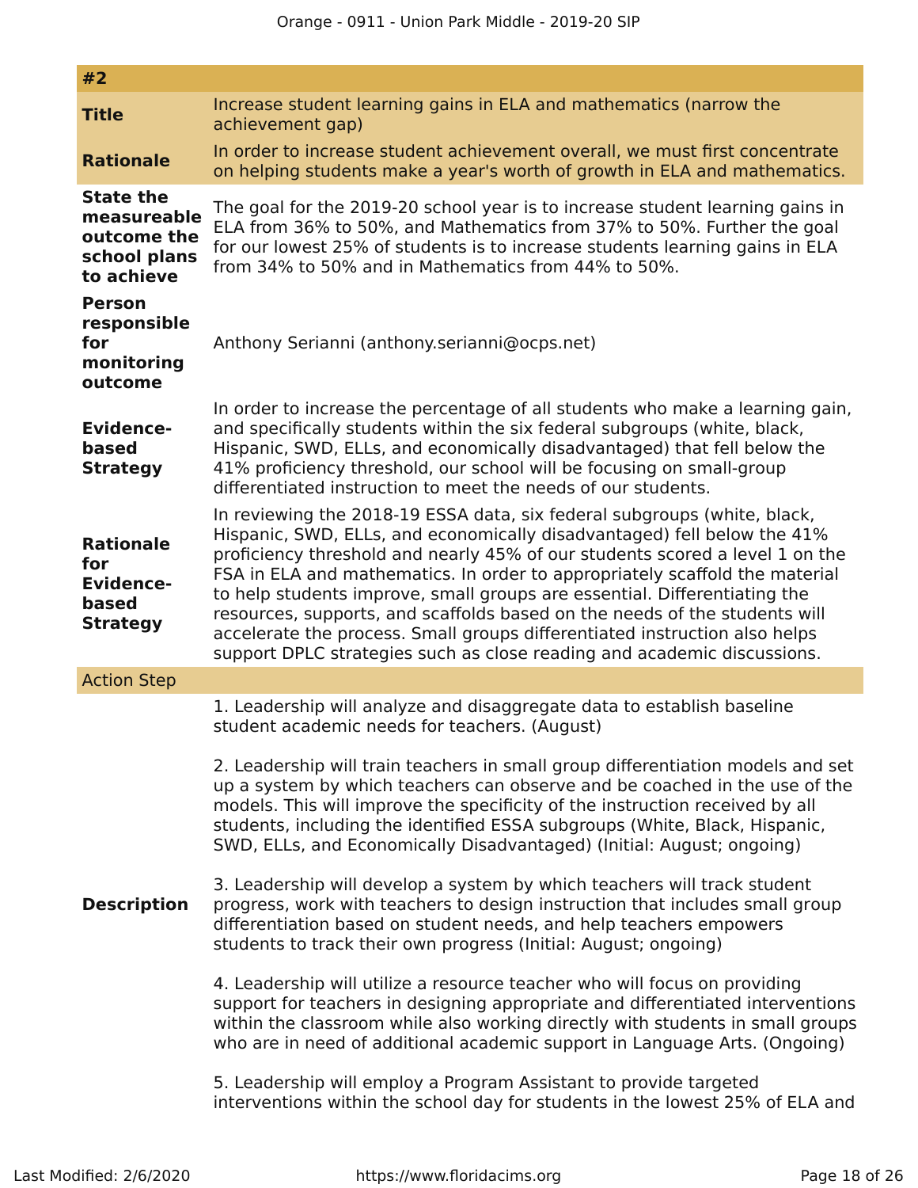| #2 | |
|---|---|
| **Title** | Increase student learning gains in ELA and mathematics (narrow the achievement gap) |
| **Rationale** | In order to increase student achievement overall, we must first concentrate on helping students make a year's worth of growth in ELA and mathematics. |
| **State the measureable outcome the school plans to achieve** | The goal for the 2019-20 school year is to increase student learning gains in ELA from 36% to 50%, and Mathematics from 37% to 50%. Further the goal for our lowest 25% of students is to increase students learning gains in ELA from 34% to 50% and in Mathematics from 44% to 50%. |
| **Person responsible for monitoring outcome** | Anthony Serianni (anthony.serianni@ocps.net) |
| **Evidence-based Strategy** | In order to increase the percentage of all students who make a learning gain, and specifically students within the six federal subgroups (white, black, Hispanic, SWD, ELLs, and economically disadvantaged) that fell below the 41% proficiency threshold, our school will be focusing on small-group differentiated instruction to meet the needs of our students. |
| **Rationale for Evidence-based Strategy** | In reviewing the 2018-19 ESSA data, six federal subgroups (white, black, Hispanic, SWD, ELLs, and economically disadvantaged) fell below the 41% proficiency threshold and nearly 45% of our students scored a level 1 on the FSA in ELA and mathematics. In order to appropriately scaffold the material to help students improve, small groups are essential. Differentiating the resources, supports, and scaffolds based on the needs of the students will accelerate the process. Small groups differentiated instruction also helps support DPLC strategies such as close reading and academic discussions. |
| Action Step | |
| **Description** | 1. Leadership will analyze and disaggregate data to establish baseline student academic needs for teachers. (August)<br><br>2. Leadership will train teachers in small group differentiation models and set up a system by which teachers can observe and be coached in the use of the models. This will improve the specificity of the instruction received by all students, including the identified ESSA subgroups (White, Black, Hispanic, SWD, ELLs, and Economically Disadvantaged) (Initial: August; ongoing)<br><br>3. Leadership will develop a system by which teachers will track student progress, work with teachers to design instruction that includes small group differentiation based on student needs, and help teachers empowers students to track their own progress (Initial: August; ongoing)<br><br>4. Leadership will utilize a resource teacher who will focus on providing support for teachers in designing appropriate and differentiated interventions within the classroom while also working directly with students in small groups who are in need of additional academic support in Language Arts. (Ongoing)<br><br>5. Leadership will employ a Program Assistant to provide targeted interventions within the school day for students in the lowest 25% of ELA and |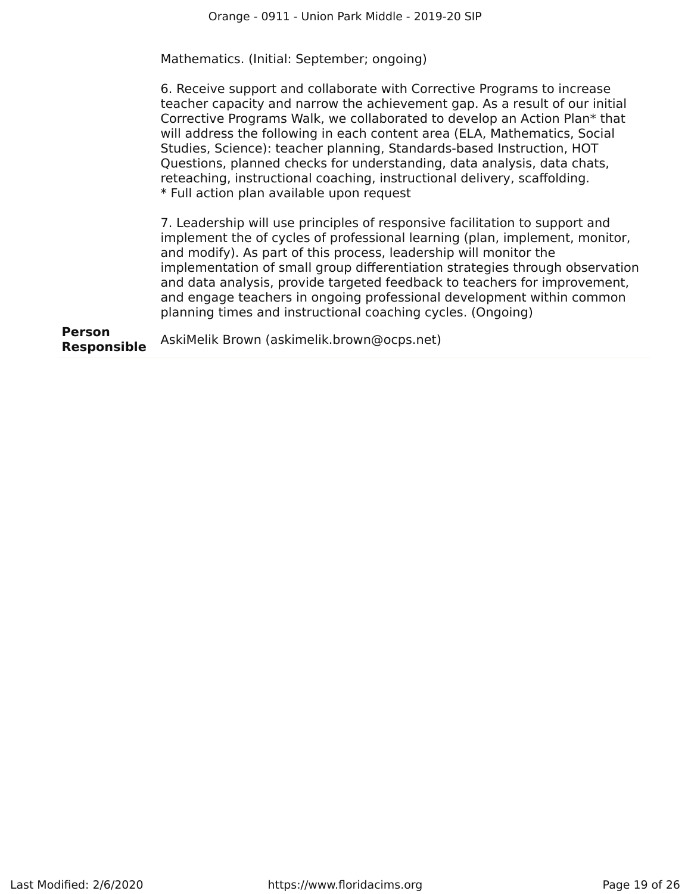Mathematics. (Initial: September; ongoing)

6. Receive support and collaborate with Corrective Programs to increase teacher capacity and narrow the achievement gap. As a result of our initial Corrective Programs Walk, we collaborated to develop an Action Plan* that will address the following in each content area (ELA, Mathematics, Social Studies, Science): teacher planning, Standards-based Instruction, HOT Questions, planned checks for understanding, data analysis, data chats, reteaching, instructional coaching, instructional delivery, scaffolding.
* Full action plan available upon request

7. Leadership will use principles of responsive facilitation to support and implement the of cycles of professional learning (plan, implement, monitor, and modify). As part of this process, leadership will monitor the implementation of small group differentiation strategies through observation and data analysis, provide targeted feedback to teachers for improvement, and engage teachers in ongoing professional development within common planning times and instructional coaching cycles. (Ongoing)

**Person Responsible** AskiMelik Brown (askimelik.brown@ocps.net)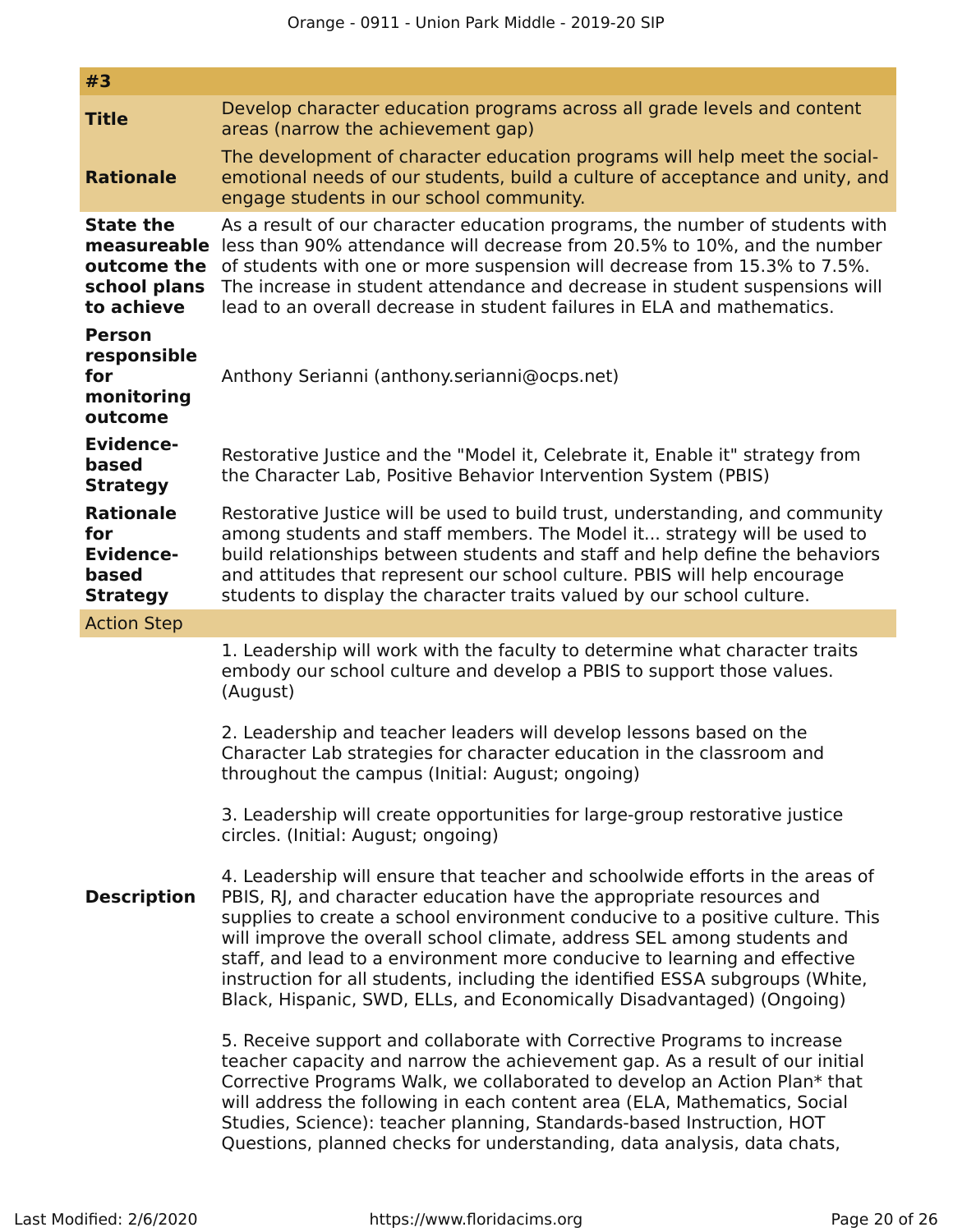| #3 | |
|---|---|
| **Title** | Develop character education programs across all grade levels and content areas (narrow the achievement gap) |
| **Rationale** | The development of character education programs will help meet the social-emotional needs of our students, build a culture of acceptance and unity, and engage students in our school community. |
| **State the measureable outcome the school plans to achieve** | As a result of our character education programs, the number of students with less than 90% attendance will decrease from 20.5% to 10%, and the number of students with one or more suspension will decrease from 15.3% to 7.5%. The increase in student attendance and decrease in student suspensions will lead to an overall decrease in student failures in ELA and mathematics. |
| **Person responsible for monitoring outcome** | Anthony Serianni (anthony.serianni@ocps.net) |
| **Evidence-based Strategy** | Restorative Justice and the "Model it, Celebrate it, Enable it" strategy from the Character Lab, Positive Behavior Intervention System (PBIS) |
| **Rationale for Evidence-based Strategy** | Restorative Justice will be used to build trust, understanding, and community among students and staff members. The Model it... strategy will be used to build relationships between students and staff and help define the behaviors and attitudes that represent our school culture. PBIS will help encourage students to display the character traits valued by our school culture. |

**Action Step**

**Description**

1. Leadership will work with the faculty to determine what character traits embody our school culture and develop a PBIS to support those values. (August)

2. Leadership and teacher leaders will develop lessons based on the Character Lab strategies for character education in the classroom and throughout the campus (Initial: August; ongoing)

3. Leadership will create opportunities for large-group restorative justice circles. (Initial: August; ongoing)

4. Leadership will ensure that teacher and schoolwide efforts in the areas of PBIS, RJ, and character education have the appropriate resources and supplies to create a school environment conducive to a positive culture. This will improve the overall school climate, address SEL among students and staff, and lead to a environment more conducive to learning and effective instruction for all students, including the identified ESSA subgroups (White, Black, Hispanic, SWD, ELLs, and Economically Disadvantaged) (Ongoing)

5. Receive support and collaborate with Corrective Programs to increase teacher capacity and narrow the achievement gap. As a result of our initial Corrective Programs Walk, we collaborated to develop an Action Plan* that will address the following in each content area (ELA, Mathematics, Social Studies, Science): teacher planning, Standards-based Instruction, HOT Questions, planned checks for understanding, data analysis, data chats,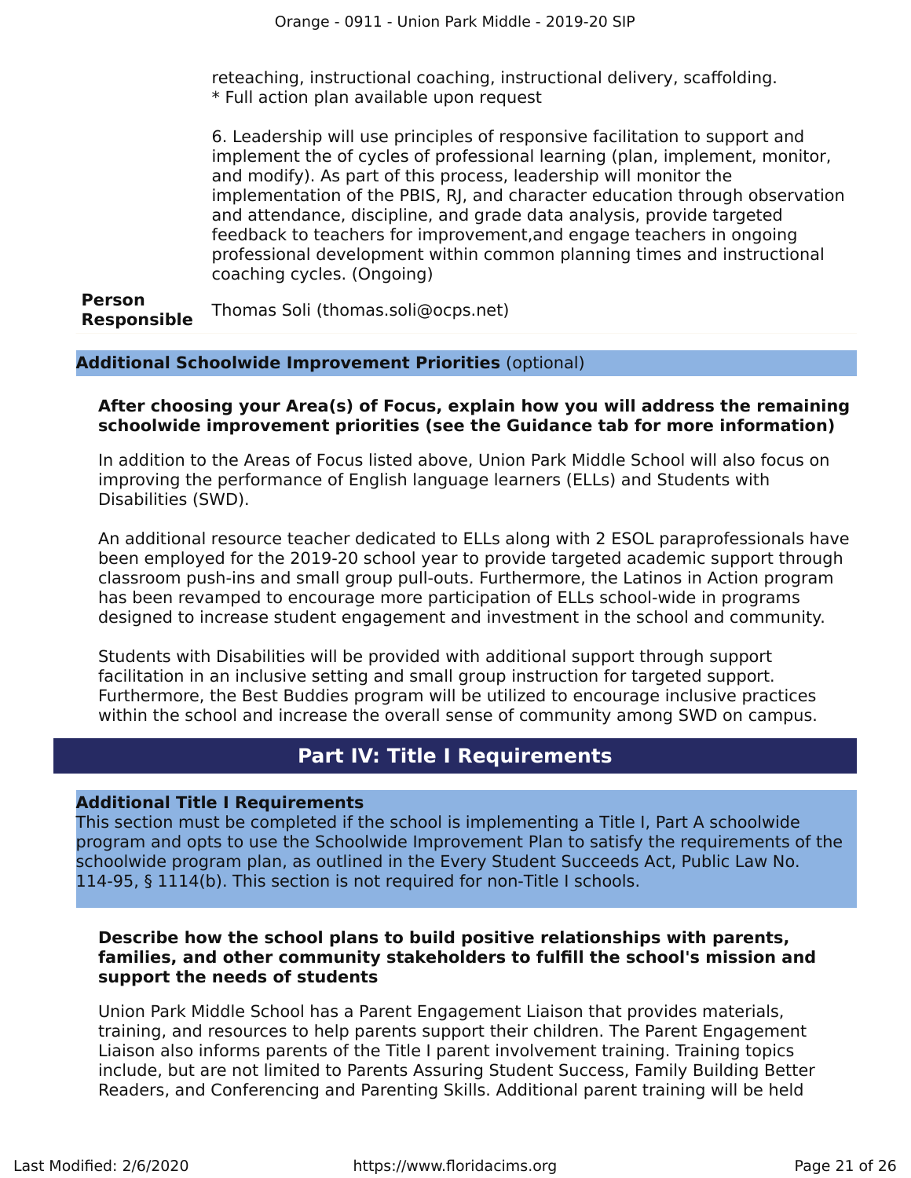reteaching, instructional coaching, instructional delivery, scaffolding.
* Full action plan available upon request

6. Leadership will use principles of responsive facilitation to support and implement the of cycles of professional learning (plan, implement, monitor, and modify). As part of this process, leadership will monitor the implementation of the PBIS, RJ, and character education through observation and attendance, discipline, and grade data analysis, provide targeted feedback to teachers for improvement,and engage teachers in ongoing professional development within common planning times and instructional coaching cycles. (Ongoing)

| **Person Responsible** | Thomas Soli (thomas.soli@ocps.net) |
|---|---|

### **Additional Schoolwide Improvement Priorities** (optional)

**After choosing your Area(s) of Focus, explain how you will address the remaining schoolwide improvement priorities (see the Guidance tab for more information)**

In addition to the Areas of Focus listed above, Union Park Middle School will also focus on improving the performance of English language learners (ELLs) and Students with Disabilities (SWD).

An additional resource teacher dedicated to ELLs along with 2 ESOL paraprofessionals have been employed for the 2019-20 school year to provide targeted academic support through classroom push-ins and small group pull-outs. Furthermore, the Latinos in Action program has been revamped to encourage more participation of ELLs school-wide in programs designed to increase student engagement and investment in the school and community.

Students with Disabilities will be provided with additional support through support facilitation in an inclusive setting and small group instruction for targeted support. Furthermore, the Best Buddies program will be utilized to encourage inclusive practices within the school and increase the overall sense of community among SWD on campus.

## Part IV: Title I Requirements

### **Additional Title I Requirements**

This section must be completed if the school is implementing a Title I, Part A schoolwide program and opts to use the Schoolwide Improvement Plan to satisfy the requirements of the schoolwide program plan, as outlined in the Every Student Succeeds Act, Public Law No. 114-95, § 1114(b). This section is not required for non-Title I schools.

**Describe how the school plans to build positive relationships with parents, families, and other community stakeholders to fulfill the school's mission and support the needs of students**

Union Park Middle School has a Parent Engagement Liaison that provides materials, training, and resources to help parents support their children. The Parent Engagement Liaison also informs parents of the Title I parent involvement training. Training topics include, but are not limited to Parents Assuring Student Success, Family Building Better Readers, and Conferencing and Parenting Skills. Additional parent training will be held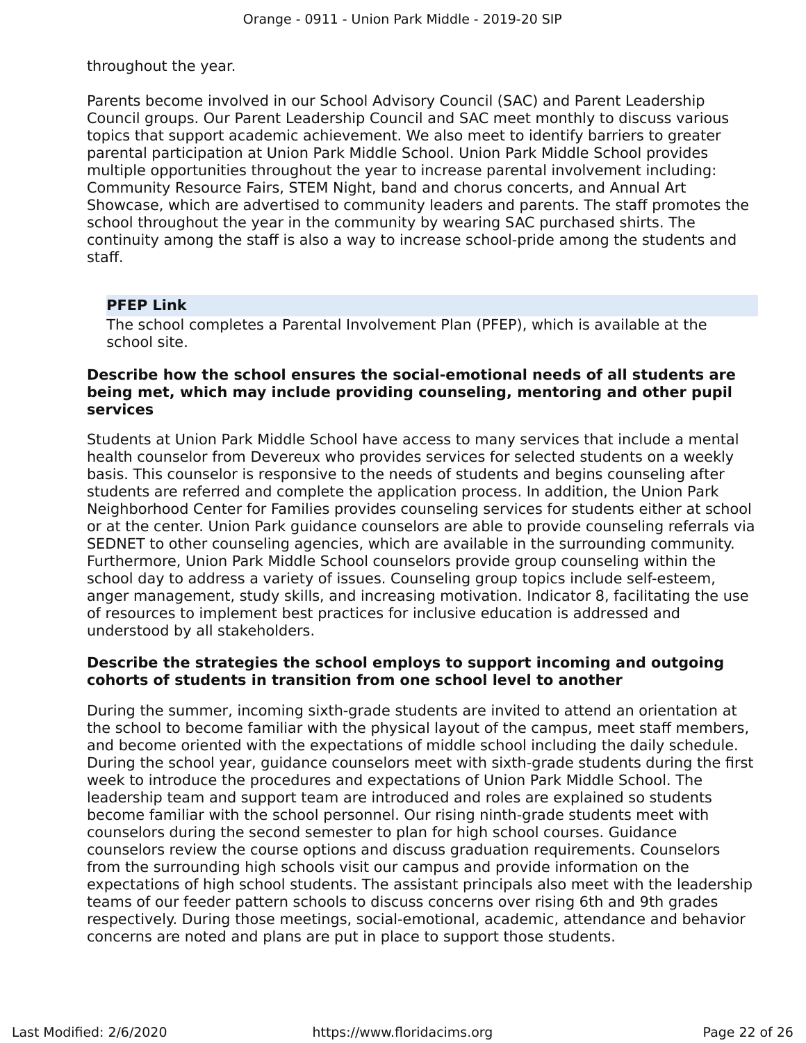throughout the year.

Parents become involved in our School Advisory Council (SAC) and Parent Leadership Council groups. Our Parent Leadership Council and SAC meet monthly to discuss various topics that support academic achievement. We also meet to identify barriers to greater parental participation at Union Park Middle School. Union Park Middle School provides multiple opportunities throughout the year to increase parental involvement including: Community Resource Fairs, STEM Night, band and chorus concerts, and Annual Art Showcase, which are advertised to community leaders and parents. The staff promotes the school throughout the year in the community by wearing SAC purchased shirts. The continuity among the staff is also a way to increase school-pride among the students and staff.

**PFEP Link**

The school completes a Parental Involvement Plan (PFEP), which is available at the school site.

**Describe how the school ensures the social-emotional needs of all students are being met, which may include providing counseling, mentoring and other pupil services**

Students at Union Park Middle School have access to many services that include a mental health counselor from Devereux who provides services for selected students on a weekly basis. This counselor is responsive to the needs of students and begins counseling after students are referred and complete the application process. In addition, the Union Park Neighborhood Center for Families provides counseling services for students either at school or at the center. Union Park guidance counselors are able to provide counseling referrals via SEDNET to other counseling agencies, which are available in the surrounding community. Furthermore, Union Park Middle School counselors provide group counseling within the school day to address a variety of issues. Counseling group topics include self-esteem, anger management, study skills, and increasing motivation. Indicator 8, facilitating the use of resources to implement best practices for inclusive education is addressed and understood by all stakeholders.

**Describe the strategies the school employs to support incoming and outgoing cohorts of students in transition from one school level to another**

During the summer, incoming sixth-grade students are invited to attend an orientation at the school to become familiar with the physical layout of the campus, meet staff members, and become oriented with the expectations of middle school including the daily schedule. During the school year, guidance counselors meet with sixth-grade students during the first week to introduce the procedures and expectations of Union Park Middle School. The leadership team and support team are introduced and roles are explained so students become familiar with the school personnel. Our rising ninth-grade students meet with counselors during the second semester to plan for high school courses. Guidance counselors review the course options and discuss graduation requirements. Counselors from the surrounding high schools visit our campus and provide information on the expectations of high school students. The assistant principals also meet with the leadership teams of our feeder pattern schools to discuss concerns over rising 6th and 9th grades respectively. During those meetings, social-emotional, academic, attendance and behavior concerns are noted and plans are put in place to support those students.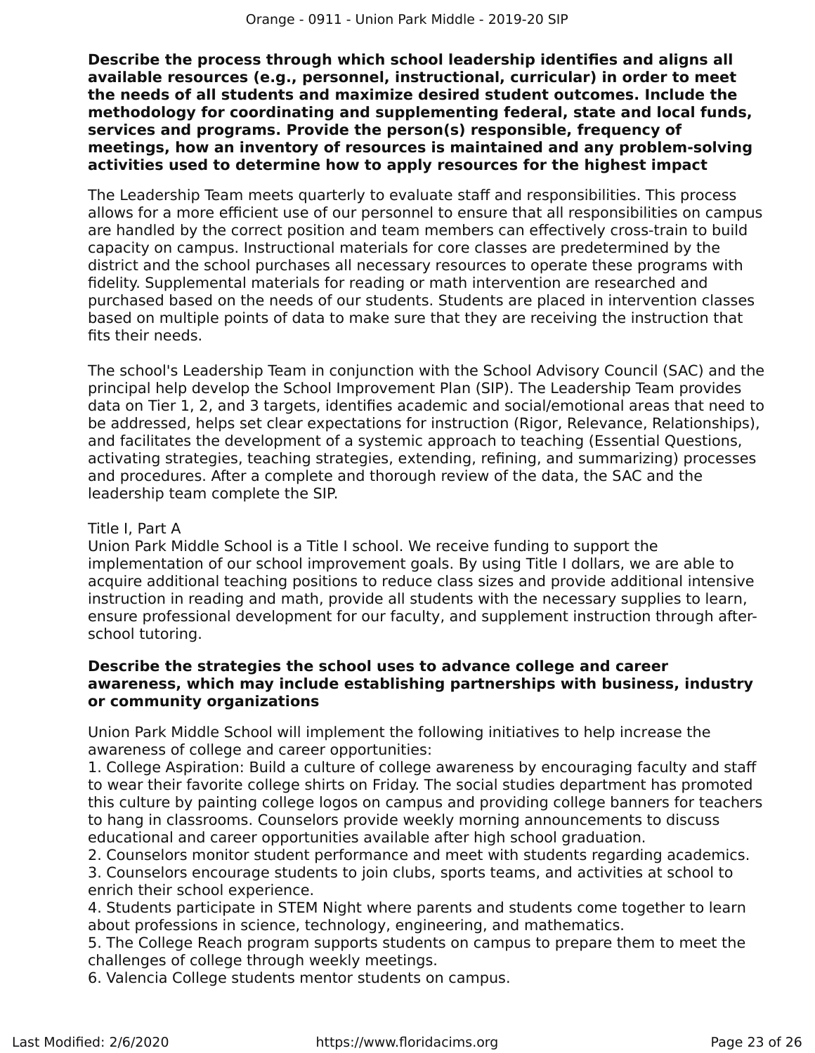**Describe the process through which school leadership identifies and aligns all available resources (e.g., personnel, instructional, curricular) in order to meet the needs of all students and maximize desired student outcomes. Include the methodology for coordinating and supplementing federal, state and local funds, services and programs. Provide the person(s) responsible, frequency of meetings, how an inventory of resources is maintained and any problem-solving activities used to determine how to apply resources for the highest impact**

The Leadership Team meets quarterly to evaluate staff and responsibilities. This process allows for a more efficient use of our personnel to ensure that all responsibilities on campus are handled by the correct position and team members can effectively cross-train to build capacity on campus. Instructional materials for core classes are predetermined by the district and the school purchases all necessary resources to operate these programs with fidelity. Supplemental materials for reading or math intervention are researched and purchased based on the needs of our students. Students are placed in intervention classes based on multiple points of data to make sure that they are receiving the instruction that fits their needs.

The school's Leadership Team in conjunction with the School Advisory Council (SAC) and the principal help develop the School Improvement Plan (SIP). The Leadership Team provides data on Tier 1, 2, and 3 targets, identifies academic and social/emotional areas that need to be addressed, helps set clear expectations for instruction (Rigor, Relevance, Relationships), and facilitates the development of a systemic approach to teaching (Essential Questions, activating strategies, teaching strategies, extending, refining, and summarizing) processes and procedures. After a complete and thorough review of the data, the SAC and the leadership team complete the SIP.

Title I, Part A
Union Park Middle School is a Title I school. We receive funding to support the implementation of our school improvement goals. By using Title I dollars, we are able to acquire additional teaching positions to reduce class sizes and provide additional intensive instruction in reading and math, provide all students with the necessary supplies to learn, ensure professional development for our faculty, and supplement instruction through after-school tutoring.

**Describe the strategies the school uses to advance college and career awareness, which may include establishing partnerships with business, industry or community organizations**

Union Park Middle School will implement the following initiatives to help increase the awareness of college and career opportunities:

1. College Aspiration: Build a culture of college awareness by encouraging faculty and staff to wear their favorite college shirts on Friday. The social studies department has promoted this culture by painting college logos on campus and providing college banners for teachers to hang in classrooms. Counselors provide weekly morning announcements to discuss educational and career opportunities available after high school graduation.
2. Counselors monitor student performance and meet with students regarding academics.
3. Counselors encourage students to join clubs, sports teams, and activities at school to enrich their school experience.
4. Students participate in STEM Night where parents and students come together to learn about professions in science, technology, engineering, and mathematics.
5. The College Reach program supports students on campus to prepare them to meet the challenges of college through weekly meetings.
6. Valencia College students mentor students on campus.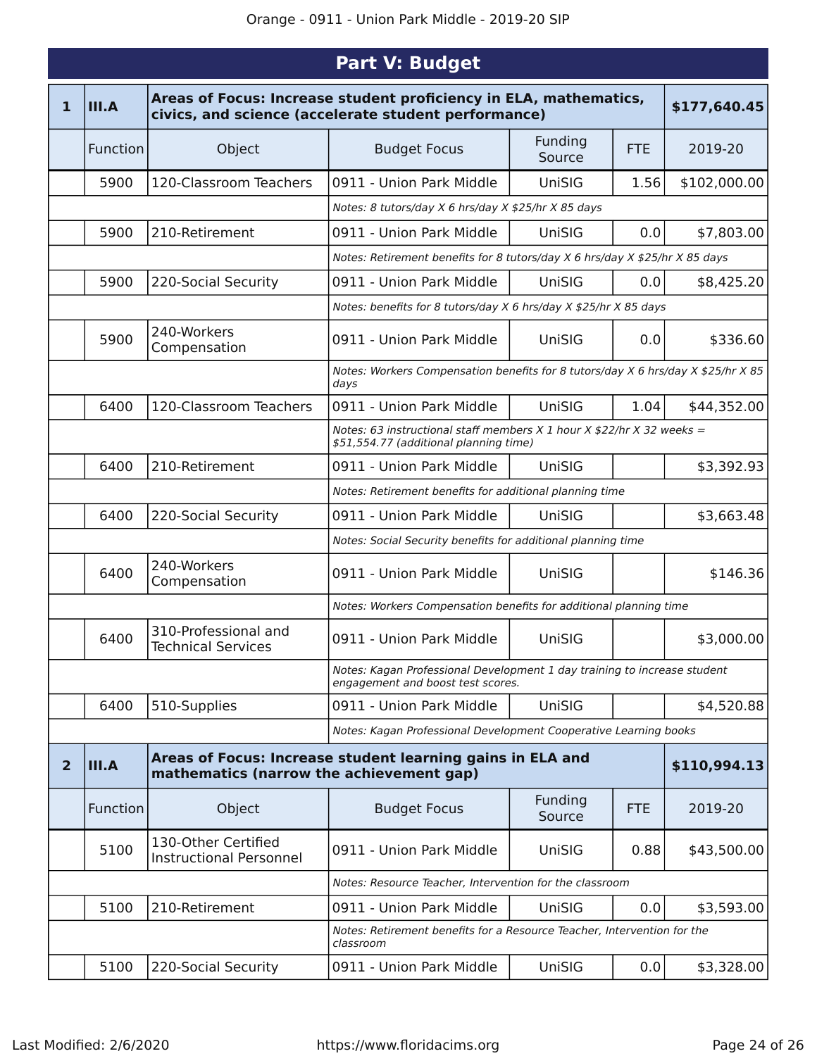## Part V: Budget

| 1 | III.A | Areas of Focus: Increase student proficiency in ELA, mathematics, civics, and science (accelerate student performance) | | | | $177,640.45 |
|---|---|---|---|---|---|---|
| | Function | Object | Budget Focus | Funding Source | FTE | 2019-20 |
| | 5900 | 120-Classroom Teachers | 0911 - Union Park Middle | UniSIG | 1.56 | $102,000.00 |
| | | | *Notes: 8 tutors/day X 6 hrs/day X $25/hr X 85 days* | | | |
| | 5900 | 210-Retirement | 0911 - Union Park Middle | UniSIG | 0.0 | $7,803.00 |
| | | | *Notes: Retirement benefits for 8 tutors/day X 6 hrs/day X $25/hr X 85 days* | | | |
| | 5900 | 220-Social Security | 0911 - Union Park Middle | UniSIG | 0.0 | $8,425.20 |
| | | | *Notes: benefits for 8 tutors/day X 6 hrs/day X $25/hr X 85 days* | | | |
| | 5900 | 240-Workers Compensation | 0911 - Union Park Middle | UniSIG | 0.0 | $336.60 |
| | | | *Notes: Workers Compensation benefits for 8 tutors/day X 6 hrs/day X $25/hr X 85 days* | | | |
| | 6400 | 120-Classroom Teachers | 0911 - Union Park Middle | UniSIG | 1.04 | $44,352.00 |
| | | | *Notes: 63 instructional staff members X 1 hour X $22/hr X 32 weeks = $51,554.77 (additional planning time)* | | | |
| | 6400 | 210-Retirement | 0911 - Union Park Middle | UniSIG | | $3,392.93 |
| | | | *Notes: Retirement benefits for additional planning time* | | | |
| | 6400 | 220-Social Security | 0911 - Union Park Middle | UniSIG | | $3,663.48 |
| | | | *Notes: Social Security benefits for additional planning time* | | | |
| | 6400 | 240-Workers Compensation | 0911 - Union Park Middle | UniSIG | | $146.36 |
| | | | *Notes: Workers Compensation benefits for additional planning time* | | | |
| | 6400 | 310-Professional and Technical Services | 0911 - Union Park Middle | UniSIG | | $3,000.00 |
| | | | *Notes: Kagan Professional Development 1 day training to increase student engagement and boost test scores.* | | | |
| | 6400 | 510-Supplies | 0911 - Union Park Middle | UniSIG | | $4,520.88 |
| | | | *Notes: Kagan Professional Development Cooperative Learning books* | | | |

| 2 | III.A | Areas of Focus: Increase student learning gains in ELA and mathematics (narrow the achievement gap) | | | | $110,994.13 |
|---|---|---|---|---|---|---|
| | Function | Object | Budget Focus | Funding Source | FTE | 2019-20 |
| | 5100 | 130-Other Certified Instructional Personnel | 0911 - Union Park Middle | UniSIG | 0.88 | $43,500.00 |
| | | | *Notes: Resource Teacher, Intervention for the classroom* | | | |
| | 5100 | 210-Retirement | 0911 - Union Park Middle | UniSIG | 0.0 | $3,593.00 |
| | | | *Notes: Retirement benefits for a Resource Teacher, Intervention for the classroom* | | | |
| | 5100 | 220-Social Security | 0911 - Union Park Middle | UniSIG | 0.0 | $3,328.00 |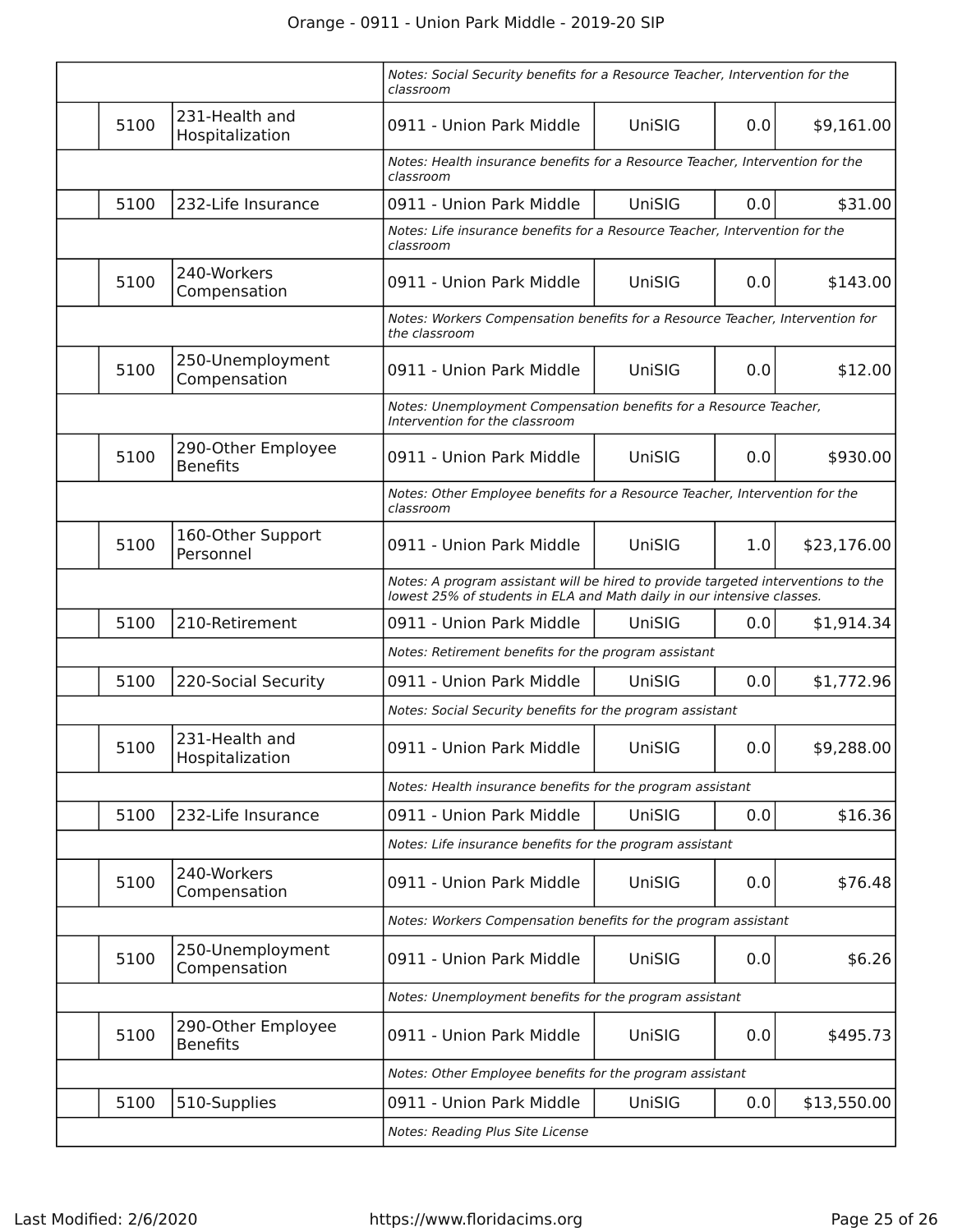| | | | | | | |
|---|---|---|---|---|---|---|
| | | | Notes: Social Security benefits for a Resource Teacher, Intervention for the classroom | | | |
| | 5100 | 231-Health and Hospitalization | 0911 - Union Park Middle | UniSIG | 0.0 | $9,161.00 |
| | | | Notes: Health insurance benefits for a Resource Teacher, Intervention for the classroom | | | |
| | 5100 | 232-Life Insurance | 0911 - Union Park Middle | UniSIG | 0.0 | $31.00 |
| | | | Notes: Life insurance benefits for a Resource Teacher, Intervention for the classroom | | | |
| | 5100 | 240-Workers Compensation | 0911 - Union Park Middle | UniSIG | 0.0 | $143.00 |
| | | | Notes: Workers Compensation benefits for a Resource Teacher, Intervention for the classroom | | | |
| | 5100 | 250-Unemployment Compensation | 0911 - Union Park Middle | UniSIG | 0.0 | $12.00 |
| | | | Notes: Unemployment Compensation benefits for a Resource Teacher, Intervention for the classroom | | | |
| | 5100 | 290-Other Employee Benefits | 0911 - Union Park Middle | UniSIG | 0.0 | $930.00 |
| | | | Notes: Other Employee benefits for a Resource Teacher, Intervention for the classroom | | | |
| | 5100 | 160-Other Support Personnel | 0911 - Union Park Middle | UniSIG | 1.0 | $23,176.00 |
| | | | Notes: A program assistant will be hired to provide targeted interventions to the lowest 25% of students in ELA and Math daily in our intensive classes. | | | |
| | 5100 | 210-Retirement | 0911 - Union Park Middle | UniSIG | 0.0 | $1,914.34 |
| | | | Notes: Retirement benefits for the program assistant | | | |
| | 5100 | 220-Social Security | 0911 - Union Park Middle | UniSIG | 0.0 | $1,772.96 |
| | | | Notes: Social Security benefits for the program assistant | | | |
| | 5100 | 231-Health and Hospitalization | 0911 - Union Park Middle | UniSIG | 0.0 | $9,288.00 |
| | | | Notes: Health insurance benefits for the program assistant | | | |
| | 5100 | 232-Life Insurance | 0911 - Union Park Middle | UniSIG | 0.0 | $16.36 |
| | | | Notes: Life insurance benefits for the program assistant | | | |
| | 5100 | 240-Workers Compensation | 0911 - Union Park Middle | UniSIG | 0.0 | $76.48 |
| | | | Notes: Workers Compensation benefits for the program assistant | | | |
| | 5100 | 250-Unemployment Compensation | 0911 - Union Park Middle | UniSIG | 0.0 | $6.26 |
| | | | Notes: Unemployment benefits for the program assistant | | | |
| | 5100 | 290-Other Employee Benefits | 0911 - Union Park Middle | UniSIG | 0.0 | $495.73 |
| | | | Notes: Other Employee benefits for the program assistant | | | |
| | 5100 | 510-Supplies | 0911 - Union Park Middle | UniSIG | 0.0 | $13,550.00 |
| | | | Notes: Reading Plus Site License | | | |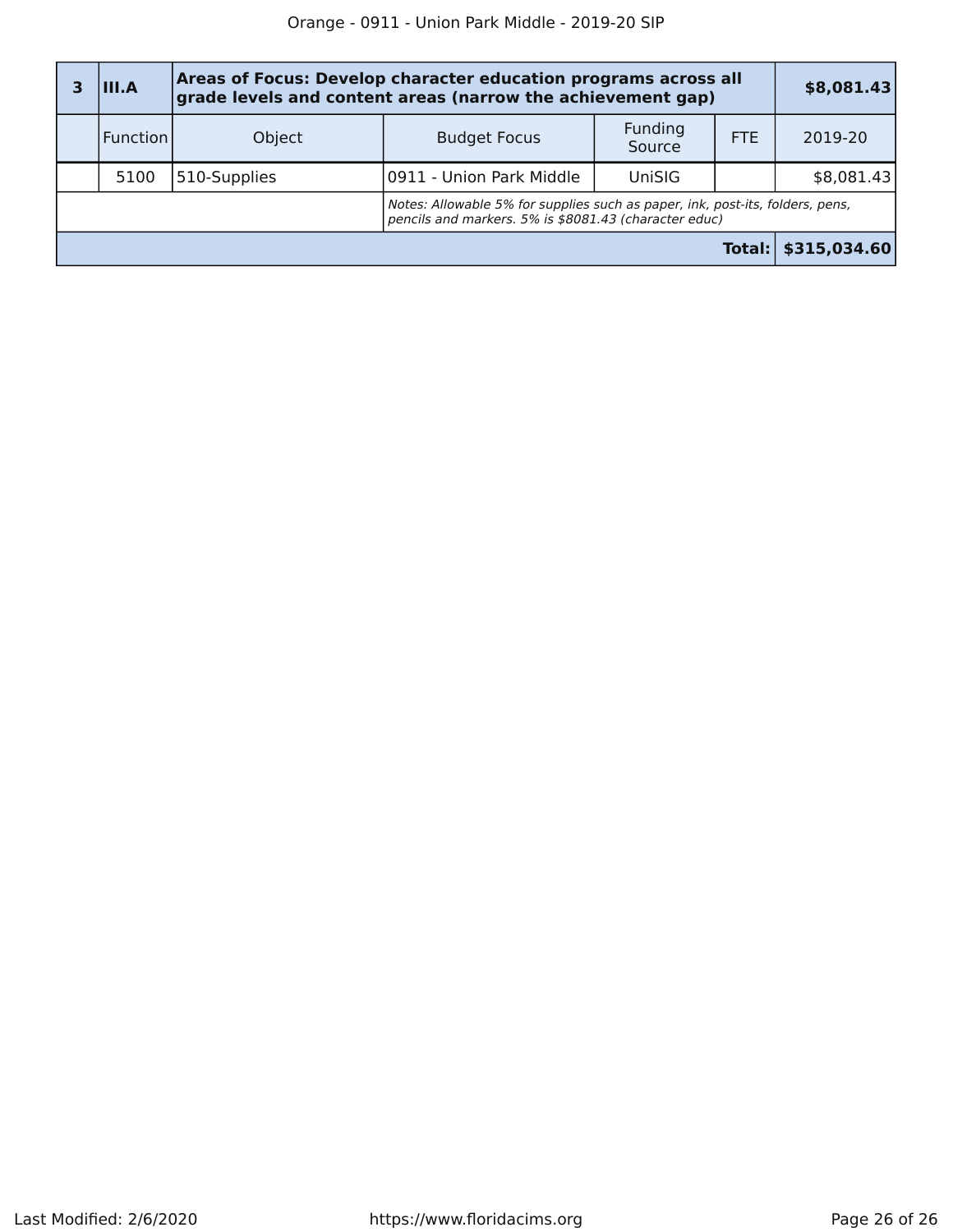| 3 | III.A | Areas of Focus: Develop character education programs across all grade levels and content areas (narrow the achievement gap) | | | | $8,081.43 |
|---|---|---|---|---|---|---|
| | Function | Object | Budget Focus | Funding Source | FTE | 2019-20 |
| | 5100 | 510-Supplies | 0911 - Union Park Middle | UniSIG | | $8,081.43 |
| | | | *Notes: Allowable 5% for supplies such as paper, ink, post-its, folders, pens, pencils and markers. 5% is $8081.43 (character educ)* | | | |
| | | | | | **Total:** | **$315,034.60** |